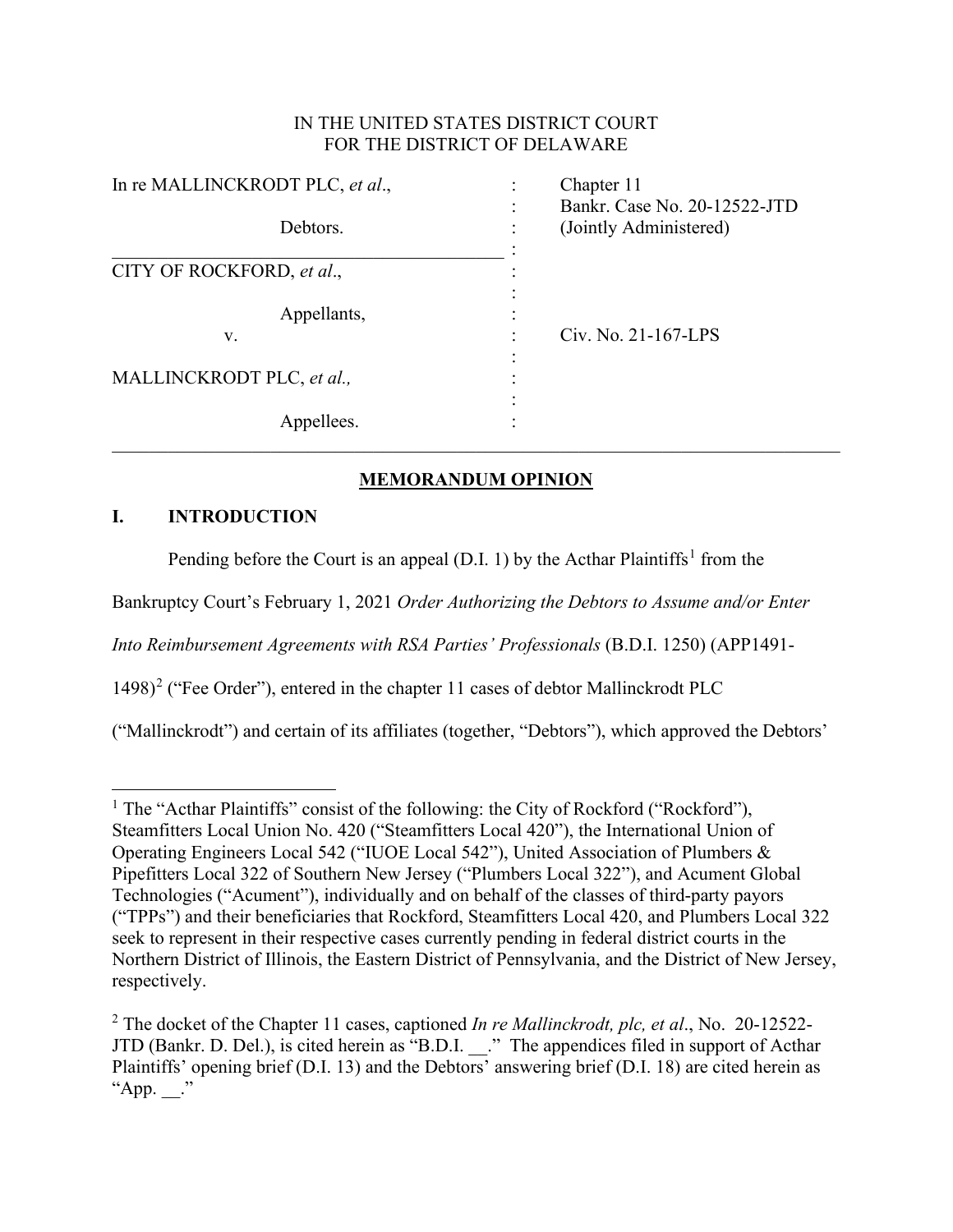IN THE UNITED STATES DISTRICT COURT
FOR THE DISTRICT OF DELAWARE

| | | |
|---|---|---|
| In re MALLINCKRODT PLC, *et al*., | : | Chapter 11 |
| | : | Bankr. Case No. 20-12522-JTD |
| Debtors. | : | (Jointly Administered) |
| | : | |
| CITY OF ROCKFORD, *et al*., | : | |
| | : | |
| Appellants, | : | |
| v. | : | Civ. No. 21-167-LPS |
| | : | |
| MALLINCKRODT PLC, *et al.,* | : | |
| | : | |
| Appellees. | : | |

## MEMORANDUM OPINION

### I. INTRODUCTION

Pending before the Court is an appeal (D.I. 1) by the Acthar Plaintiffs[1] from the Bankruptcy Court's February 1, 2021 *Order Authorizing the Debtors to Assume and/or Enter Into Reimbursement Agreements with RSA Parties' Professionals* (B.D.I. 1250) (APP1491-1498)[2] ("Fee Order"), entered in the chapter 11 cases of debtor Mallinckrodt PLC ("Mallinckrodt") and certain of its affiliates (together, "Debtors"), which approved the Debtors'

---

[1] The "Acthar Plaintiffs" consist of the following: the City of Rockford ("Rockford"), Steamfitters Local Union No. 420 ("Steamfitters Local 420"), the International Union of Operating Engineers Local 542 ("IUOE Local 542"), United Association of Plumbers & Pipefitters Local 322 of Southern New Jersey ("Plumbers Local 322"), and Acument Global Technologies ("Acument"), individually and on behalf of the classes of third-party payors ("TPPs") and their beneficiaries that Rockford, Steamfitters Local 420, and Plumbers Local 322 seek to represent in their respective cases currently pending in federal district courts in the Northern District of Illinois, the Eastern District of Pennsylvania, and the District of New Jersey, respectively.

[2] The docket of the Chapter 11 cases, captioned *In re Mallinckrodt, plc, et al*., No. 20-12522-JTD (Bankr. D. Del.), is cited herein as "B.D.I. __." The appendices filed in support of Acthar Plaintiffs' opening brief (D.I. 13) and the Debtors' answering brief (D.I. 18) are cited herein as "App. __."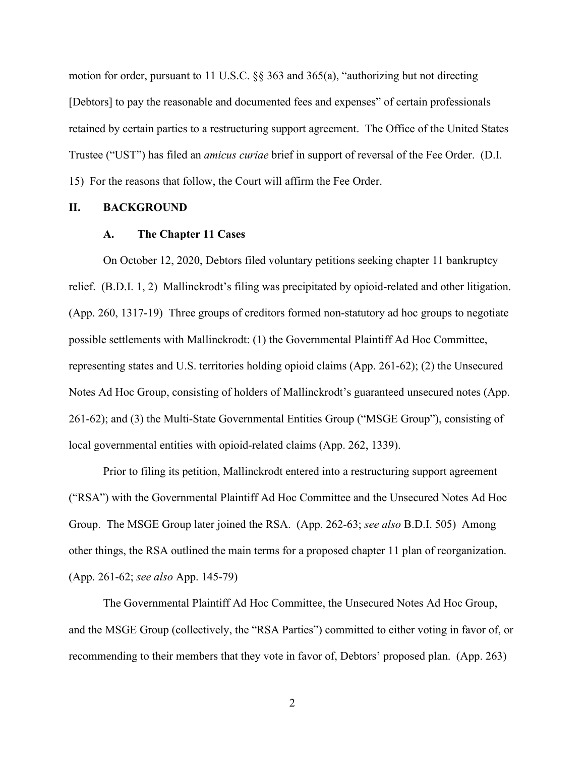motion for order, pursuant to 11 U.S.C. §§ 363 and 365(a), "authorizing but not directing [Debtors] to pay the reasonable and documented fees and expenses" of certain professionals retained by certain parties to a restructuring support agreement. The Office of the United States Trustee ("UST") has filed an *amicus curiae* brief in support of reversal of the Fee Order. (D.I. 15) For the reasons that follow, the Court will affirm the Fee Order.

## II. BACKGROUND

### A. The Chapter 11 Cases

On October 12, 2020, Debtors filed voluntary petitions seeking chapter 11 bankruptcy relief. (B.D.I. 1, 2) Mallinckrodt's filing was precipitated by opioid-related and other litigation. (App. 260, 1317-19) Three groups of creditors formed non-statutory ad hoc groups to negotiate possible settlements with Mallinckrodt: (1) the Governmental Plaintiff Ad Hoc Committee, representing states and U.S. territories holding opioid claims (App. 261-62); (2) the Unsecured Notes Ad Hoc Group, consisting of holders of Mallinckrodt's guaranteed unsecured notes (App. 261-62); and (3) the Multi-State Governmental Entities Group ("MSGE Group"), consisting of local governmental entities with opioid-related claims (App. 262, 1339).

Prior to filing its petition, Mallinckrodt entered into a restructuring support agreement ("RSA") with the Governmental Plaintiff Ad Hoc Committee and the Unsecured Notes Ad Hoc Group. The MSGE Group later joined the RSA. (App. 262-63; *see also* B.D.I. 505) Among other things, the RSA outlined the main terms for a proposed chapter 11 plan of reorganization. (App. 261-62; *see also* App. 145-79)

The Governmental Plaintiff Ad Hoc Committee, the Unsecured Notes Ad Hoc Group, and the MSGE Group (collectively, the "RSA Parties") committed to either voting in favor of, or recommending to their members that they vote in favor of, Debtors' proposed plan. (App. 263)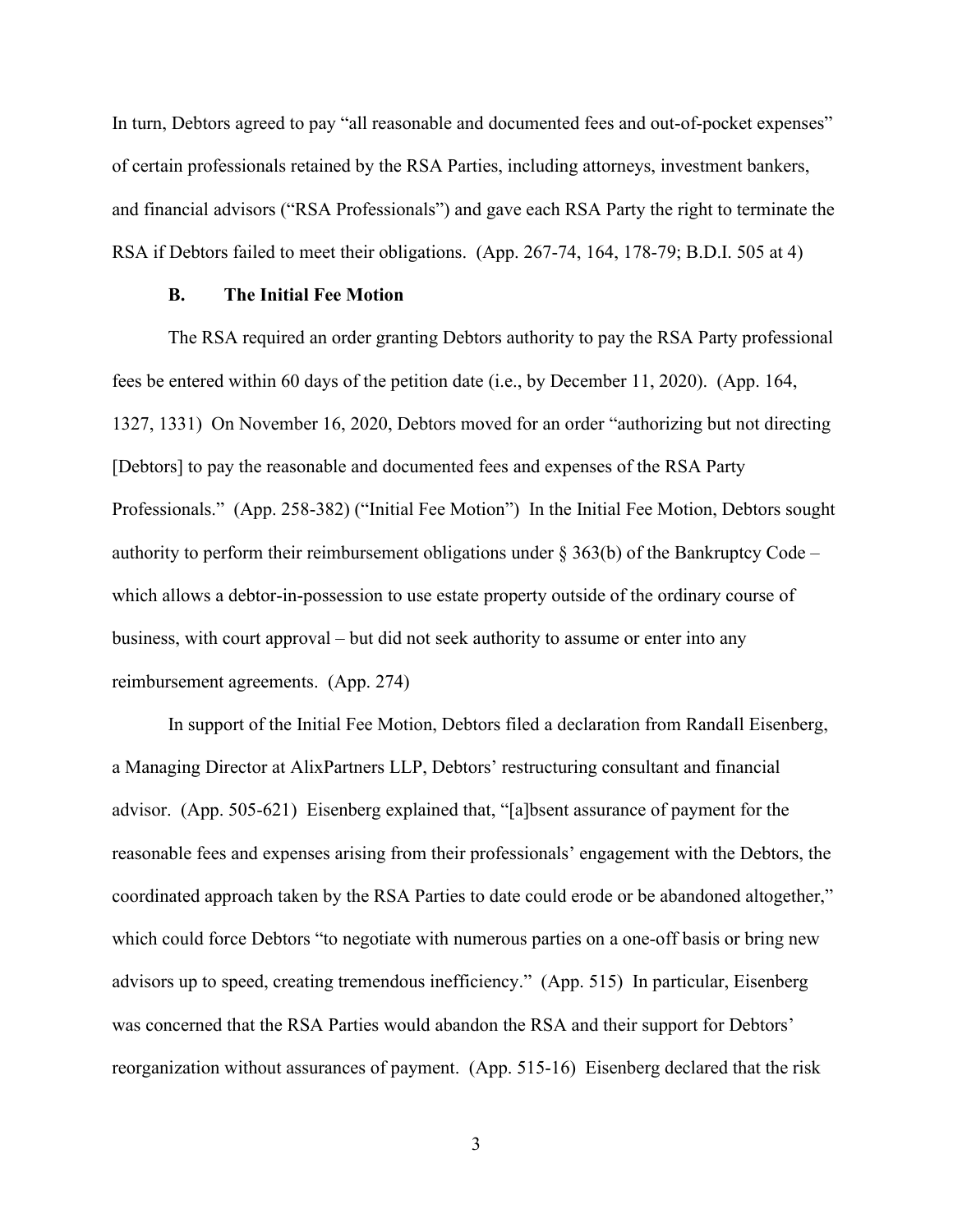In turn, Debtors agreed to pay "all reasonable and documented fees and out-of-pocket expenses" of certain professionals retained by the RSA Parties, including attorneys, investment bankers, and financial advisors ("RSA Professionals") and gave each RSA Party the right to terminate the RSA if Debtors failed to meet their obligations. (App. 267-74, 164, 178-79; B.D.I. 505 at 4)

### B. The Initial Fee Motion

The RSA required an order granting Debtors authority to pay the RSA Party professional fees be entered within 60 days of the petition date (i.e., by December 11, 2020). (App. 164, 1327, 1331) On November 16, 2020, Debtors moved for an order "authorizing but not directing [Debtors] to pay the reasonable and documented fees and expenses of the RSA Party Professionals." (App. 258-382) ("Initial Fee Motion") In the Initial Fee Motion, Debtors sought authority to perform their reimbursement obligations under § 363(b) of the Bankruptcy Code – which allows a debtor-in-possession to use estate property outside of the ordinary course of business, with court approval – but did not seek authority to assume or enter into any reimbursement agreements. (App. 274)

In support of the Initial Fee Motion, Debtors filed a declaration from Randall Eisenberg, a Managing Director at AlixPartners LLP, Debtors' restructuring consultant and financial advisor. (App. 505-621) Eisenberg explained that, "[a]bsent assurance of payment for the reasonable fees and expenses arising from their professionals' engagement with the Debtors, the coordinated approach taken by the RSA Parties to date could erode or be abandoned altogether," which could force Debtors "to negotiate with numerous parties on a one-off basis or bring new advisors up to speed, creating tremendous inefficiency." (App. 515) In particular, Eisenberg was concerned that the RSA Parties would abandon the RSA and their support for Debtors' reorganization without assurances of payment. (App. 515-16) Eisenberg declared that the risk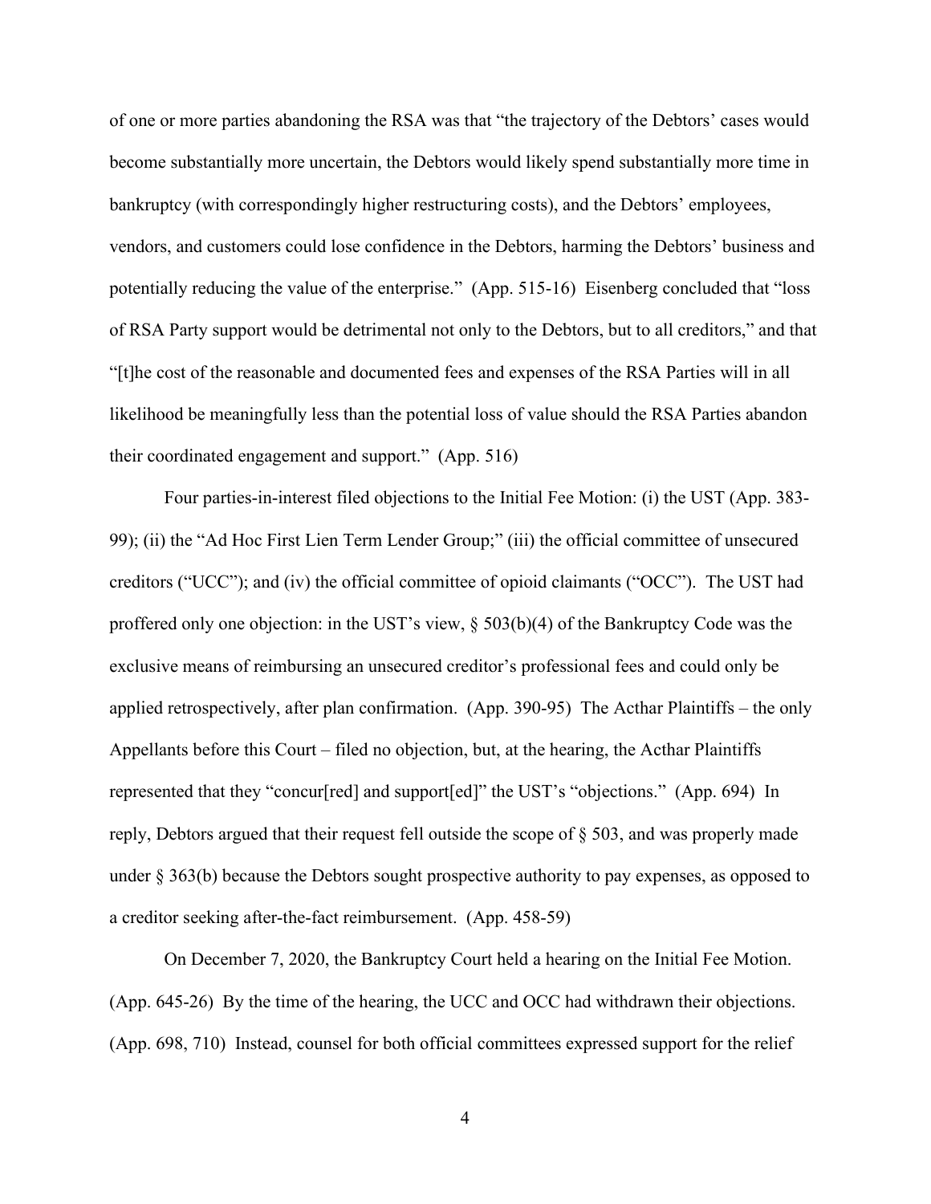of one or more parties abandoning the RSA was that "the trajectory of the Debtors' cases would become substantially more uncertain, the Debtors would likely spend substantially more time in bankruptcy (with correspondingly higher restructuring costs), and the Debtors' employees, vendors, and customers could lose confidence in the Debtors, harming the Debtors' business and potentially reducing the value of the enterprise." (App. 515-16) Eisenberg concluded that "loss of RSA Party support would be detrimental not only to the Debtors, but to all creditors," and that "[t]he cost of the reasonable and documented fees and expenses of the RSA Parties will in all likelihood be meaningfully less than the potential loss of value should the RSA Parties abandon their coordinated engagement and support." (App. 516)

Four parties-in-interest filed objections to the Initial Fee Motion: (i) the UST (App. 383-99); (ii) the "Ad Hoc First Lien Term Lender Group;" (iii) the official committee of unsecured creditors ("UCC"); and (iv) the official committee of opioid claimants ("OCC"). The UST had proffered only one objection: in the UST's view, § 503(b)(4) of the Bankruptcy Code was the exclusive means of reimbursing an unsecured creditor's professional fees and could only be applied retrospectively, after plan confirmation. (App. 390-95) The Acthar Plaintiffs – the only Appellants before this Court – filed no objection, but, at the hearing, the Acthar Plaintiffs represented that they "concur[red] and support[ed]" the UST's "objections." (App. 694) In reply, Debtors argued that their request fell outside the scope of § 503, and was properly made under § 363(b) because the Debtors sought prospective authority to pay expenses, as opposed to a creditor seeking after-the-fact reimbursement. (App. 458-59)

On December 7, 2020, the Bankruptcy Court held a hearing on the Initial Fee Motion. (App. 645-26) By the time of the hearing, the UCC and OCC had withdrawn their objections. (App. 698, 710) Instead, counsel for both official committees expressed support for the relief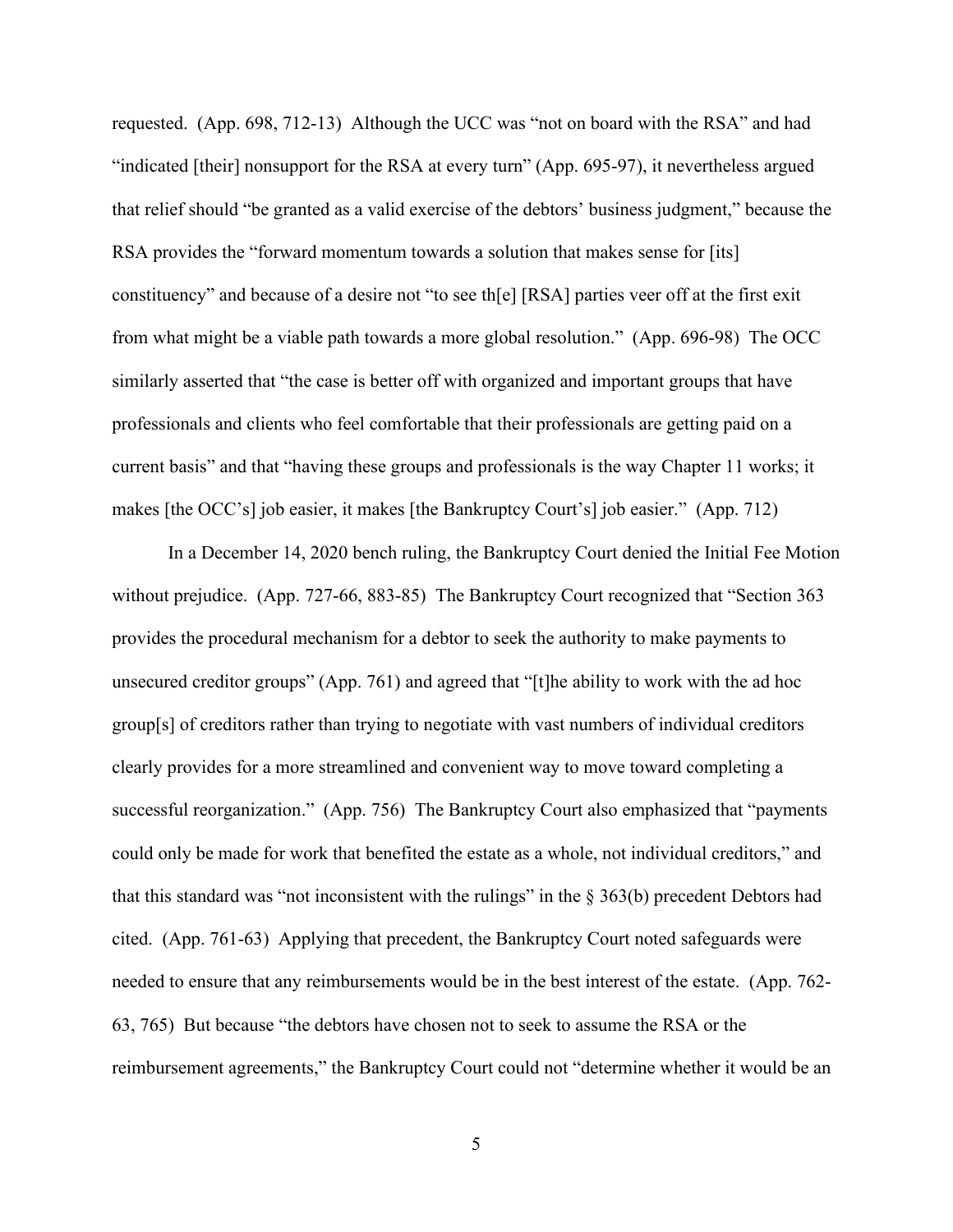requested. (App. 698, 712-13) Although the UCC was "not on board with the RSA" and had "indicated [their] nonsupport for the RSA at every turn" (App. 695-97), it nevertheless argued that relief should "be granted as a valid exercise of the debtors' business judgment," because the RSA provides the "forward momentum towards a solution that makes sense for [its] constituency" and because of a desire not "to see th[e] [RSA] parties veer off at the first exit from what might be a viable path towards a more global resolution." (App. 696-98) The OCC similarly asserted that "the case is better off with organized and important groups that have professionals and clients who feel comfortable that their professionals are getting paid on a current basis" and that "having these groups and professionals is the way Chapter 11 works; it makes [the OCC's] job easier, it makes [the Bankruptcy Court's] job easier." (App. 712)

In a December 14, 2020 bench ruling, the Bankruptcy Court denied the Initial Fee Motion without prejudice. (App. 727-66, 883-85) The Bankruptcy Court recognized that "Section 363 provides the procedural mechanism for a debtor to seek the authority to make payments to unsecured creditor groups" (App. 761) and agreed that "[t]he ability to work with the ad hoc group[s] of creditors rather than trying to negotiate with vast numbers of individual creditors clearly provides for a more streamlined and convenient way to move toward completing a successful reorganization." (App. 756) The Bankruptcy Court also emphasized that "payments could only be made for work that benefited the estate as a whole, not individual creditors," and that this standard was "not inconsistent with the rulings" in the § 363(b) precedent Debtors had cited. (App. 761-63) Applying that precedent, the Bankruptcy Court noted safeguards were needed to ensure that any reimbursements would be in the best interest of the estate. (App. 762-63, 765) But because "the debtors have chosen not to seek to assume the RSA or the reimbursement agreements," the Bankruptcy Court could not "determine whether it would be an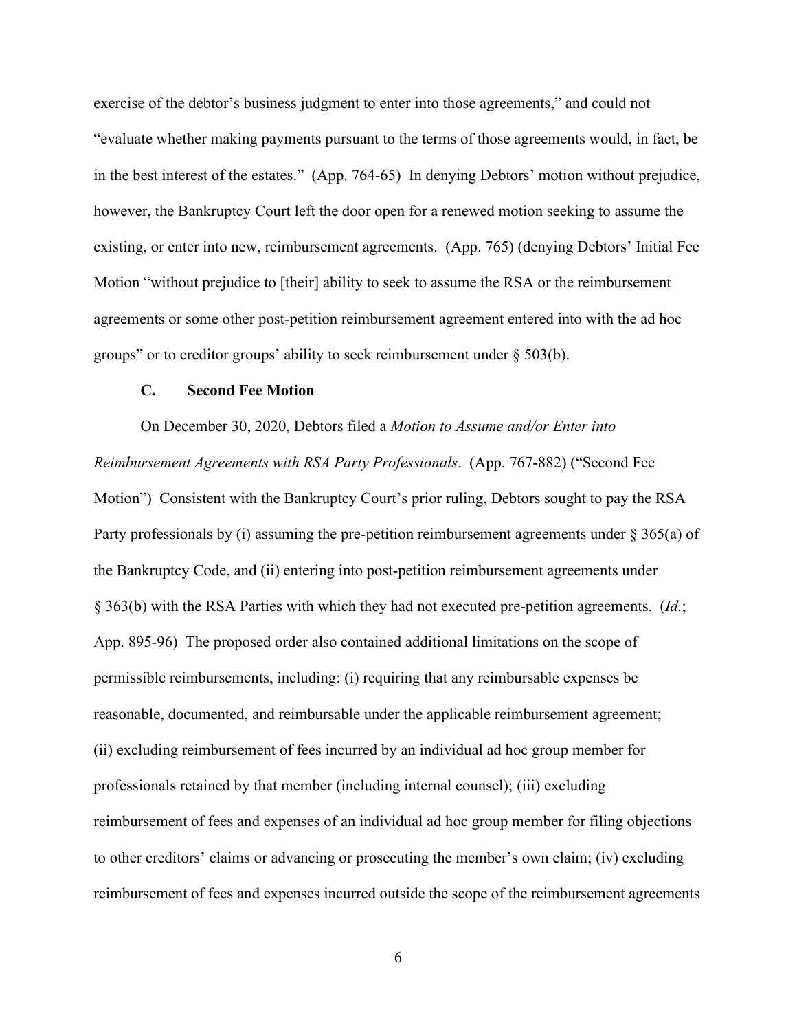exercise of the debtor's business judgment to enter into those agreements," and could not "evaluate whether making payments pursuant to the terms of those agreements would, in fact, be in the best interest of the estates." (App. 764-65) In denying Debtors' motion without prejudice, however, the Bankruptcy Court left the door open for a renewed motion seeking to assume the existing, or enter into new, reimbursement agreements. (App. 765) (denying Debtors' Initial Fee Motion "without prejudice to [their] ability to seek to assume the RSA or the reimbursement agreements or some other post-petition reimbursement agreement entered into with the ad hoc groups" or to creditor groups' ability to seek reimbursement under § 503(b).

### C. Second Fee Motion

On December 30, 2020, Debtors filed a *Motion to Assume and/or Enter into Reimbursement Agreements with RSA Party Professionals*. (App. 767-882) ("Second Fee Motion") Consistent with the Bankruptcy Court's prior ruling, Debtors sought to pay the RSA Party professionals by (i) assuming the pre-petition reimbursement agreements under § 365(a) of the Bankruptcy Code, and (ii) entering into post-petition reimbursement agreements under § 363(b) with the RSA Parties with which they had not executed pre-petition agreements. (*Id.*; App. 895-96) The proposed order also contained additional limitations on the scope of permissible reimbursements, including: (i) requiring that any reimbursable expenses be reasonable, documented, and reimbursable under the applicable reimbursement agreement; (ii) excluding reimbursement of fees incurred by an individual ad hoc group member for professionals retained by that member (including internal counsel); (iii) excluding reimbursement of fees and expenses of an individual ad hoc group member for filing objections to other creditors' claims or advancing or prosecuting the member's own claim; (iv) excluding reimbursement of fees and expenses incurred outside the scope of the reimbursement agreements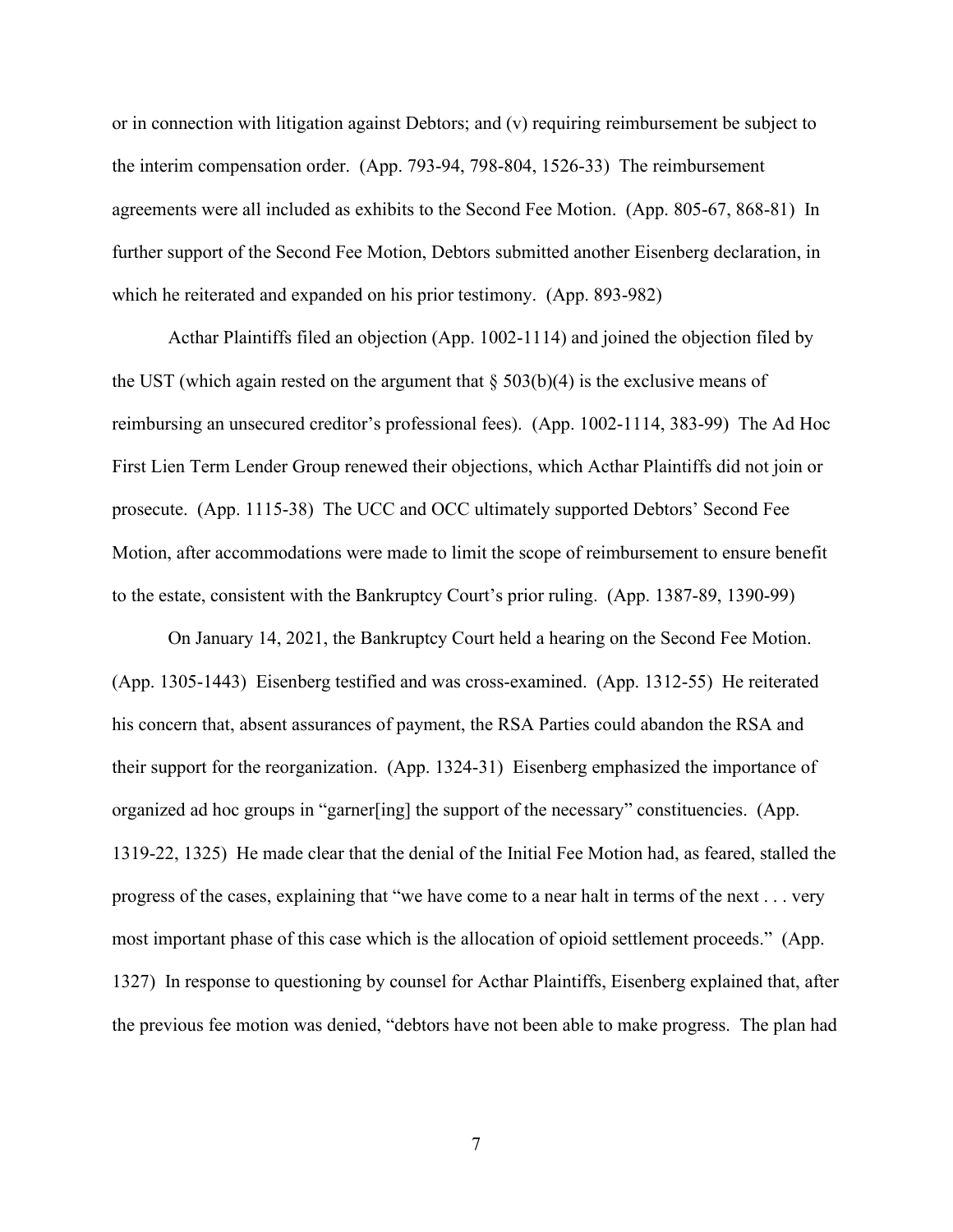or in connection with litigation against Debtors; and (v) requiring reimbursement be subject to the interim compensation order. (App. 793-94, 798-804, 1526-33) The reimbursement agreements were all included as exhibits to the Second Fee Motion. (App. 805-67, 868-81) In further support of the Second Fee Motion, Debtors submitted another Eisenberg declaration, in which he reiterated and expanded on his prior testimony. (App. 893-982)

Acthar Plaintiffs filed an objection (App. 1002-1114) and joined the objection filed by the UST (which again rested on the argument that § 503(b)(4) is the exclusive means of reimbursing an unsecured creditor's professional fees). (App. 1002-1114, 383-99) The Ad Hoc First Lien Term Lender Group renewed their objections, which Acthar Plaintiffs did not join or prosecute. (App. 1115-38) The UCC and OCC ultimately supported Debtors' Second Fee Motion, after accommodations were made to limit the scope of reimbursement to ensure benefit to the estate, consistent with the Bankruptcy Court's prior ruling. (App. 1387-89, 1390-99)

On January 14, 2021, the Bankruptcy Court held a hearing on the Second Fee Motion. (App. 1305-1443) Eisenberg testified and was cross-examined. (App. 1312-55) He reiterated his concern that, absent assurances of payment, the RSA Parties could abandon the RSA and their support for the reorganization. (App. 1324-31) Eisenberg emphasized the importance of organized ad hoc groups in "garner[ing] the support of the necessary" constituencies. (App. 1319-22, 1325) He made clear that the denial of the Initial Fee Motion had, as feared, stalled the progress of the cases, explaining that "we have come to a near halt in terms of the next . . . very most important phase of this case which is the allocation of opioid settlement proceeds." (App. 1327) In response to questioning by counsel for Acthar Plaintiffs, Eisenberg explained that, after the previous fee motion was denied, "debtors have not been able to make progress. The plan had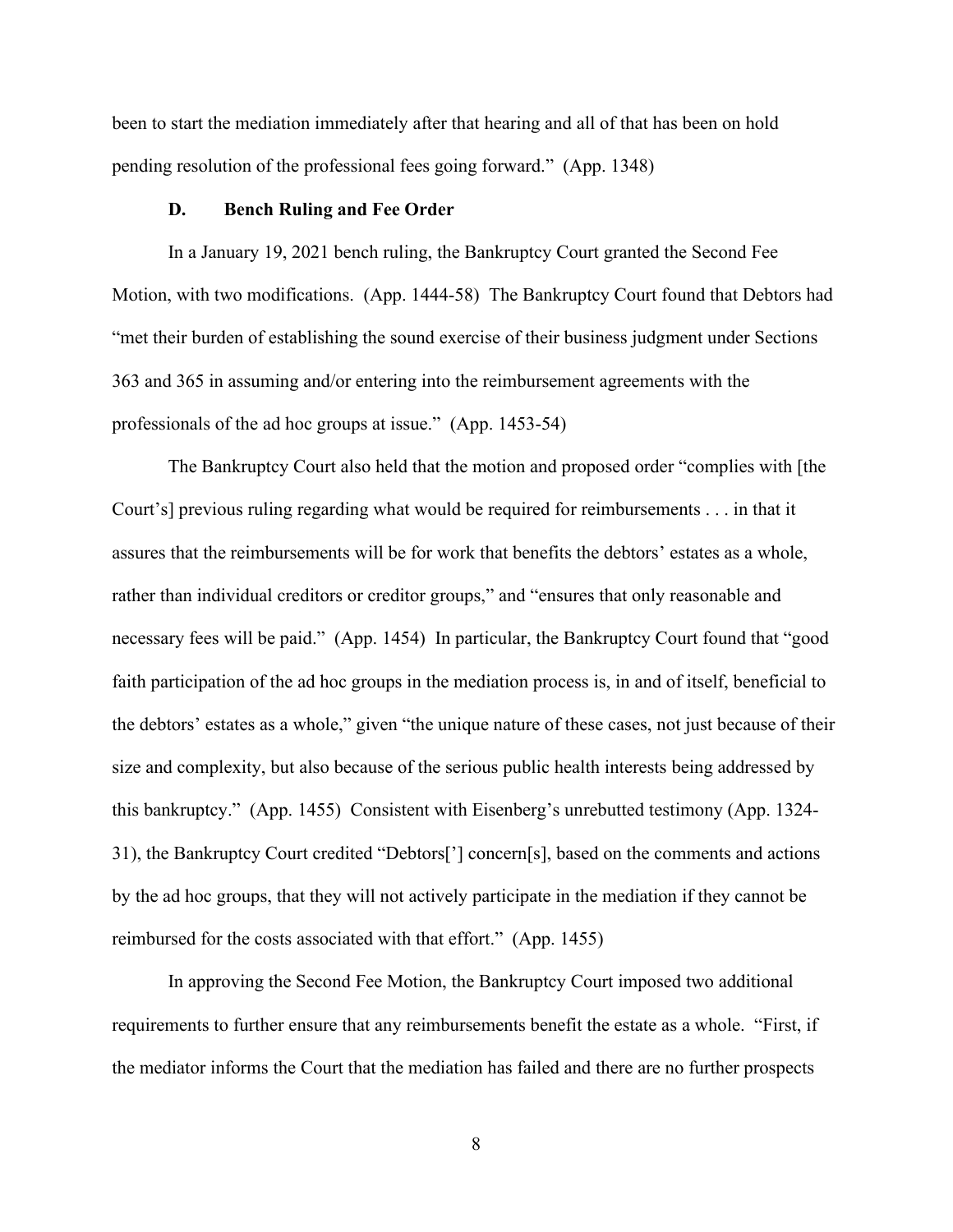been to start the mediation immediately after that hearing and all of that has been on hold pending resolution of the professional fees going forward." (App. 1348)

### D. Bench Ruling and Fee Order

In a January 19, 2021 bench ruling, the Bankruptcy Court granted the Second Fee Motion, with two modifications. (App. 1444-58) The Bankruptcy Court found that Debtors had "met their burden of establishing the sound exercise of their business judgment under Sections 363 and 365 in assuming and/or entering into the reimbursement agreements with the professionals of the ad hoc groups at issue." (App. 1453-54)

The Bankruptcy Court also held that the motion and proposed order "complies with [the Court's] previous ruling regarding what would be required for reimbursements . . . in that it assures that the reimbursements will be for work that benefits the debtors' estates as a whole, rather than individual creditors or creditor groups," and "ensures that only reasonable and necessary fees will be paid." (App. 1454) In particular, the Bankruptcy Court found that "good faith participation of the ad hoc groups in the mediation process is, in and of itself, beneficial to the debtors' estates as a whole," given "the unique nature of these cases, not just because of their size and complexity, but also because of the serious public health interests being addressed by this bankruptcy." (App. 1455) Consistent with Eisenberg's unrebutted testimony (App. 1324-31), the Bankruptcy Court credited "Debtors['] concern[s], based on the comments and actions by the ad hoc groups, that they will not actively participate in the mediation if they cannot be reimbursed for the costs associated with that effort." (App. 1455)

In approving the Second Fee Motion, the Bankruptcy Court imposed two additional requirements to further ensure that any reimbursements benefit the estate as a whole. "First, if the mediator informs the Court that the mediation has failed and there are no further prospects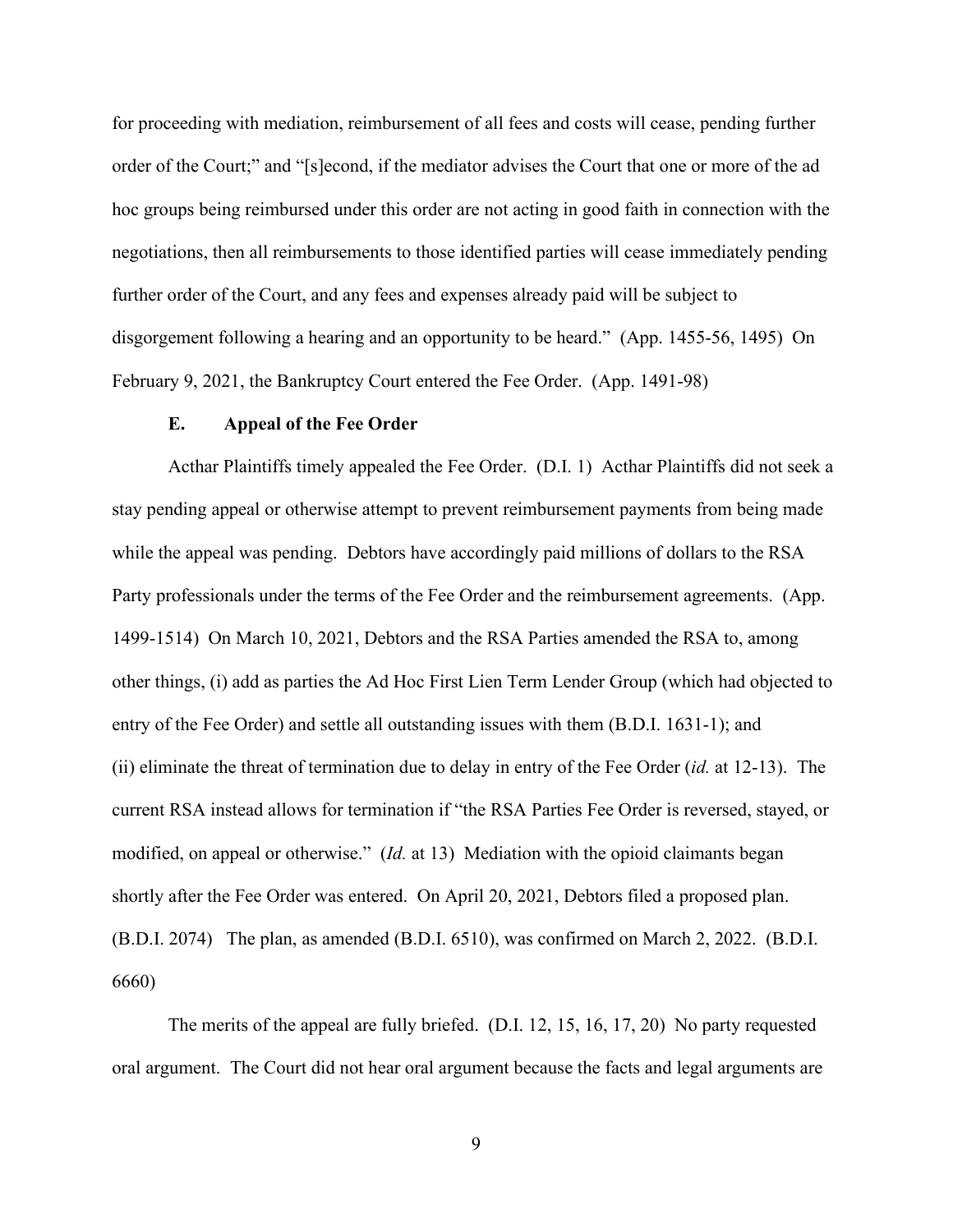for proceeding with mediation, reimbursement of all fees and costs will cease, pending further order of the Court;" and "[s]econd, if the mediator advises the Court that one or more of the ad hoc groups being reimbursed under this order are not acting in good faith in connection with the negotiations, then all reimbursements to those identified parties will cease immediately pending further order of the Court, and any fees and expenses already paid will be subject to disgorgement following a hearing and an opportunity to be heard." (App. 1455-56, 1495) On February 9, 2021, the Bankruptcy Court entered the Fee Order. (App. 1491-98)

### E. Appeal of the Fee Order

Acthar Plaintiffs timely appealed the Fee Order. (D.I. 1) Acthar Plaintiffs did not seek a stay pending appeal or otherwise attempt to prevent reimbursement payments from being made while the appeal was pending. Debtors have accordingly paid millions of dollars to the RSA Party professionals under the terms of the Fee Order and the reimbursement agreements. (App. 1499-1514) On March 10, 2021, Debtors and the RSA Parties amended the RSA to, among other things, (i) add as parties the Ad Hoc First Lien Term Lender Group (which had objected to entry of the Fee Order) and settle all outstanding issues with them (B.D.I. 1631-1); and (ii) eliminate the threat of termination due to delay in entry of the Fee Order (*id.* at 12-13). The current RSA instead allows for termination if "the RSA Parties Fee Order is reversed, stayed, or modified, on appeal or otherwise." (*Id.* at 13) Mediation with the opioid claimants began shortly after the Fee Order was entered. On April 20, 2021, Debtors filed a proposed plan. (B.D.I. 2074) The plan, as amended (B.D.I. 6510), was confirmed on March 2, 2022. (B.D.I. 6660)

The merits of the appeal are fully briefed. (D.I. 12, 15, 16, 17, 20) No party requested oral argument. The Court did not hear oral argument because the facts and legal arguments are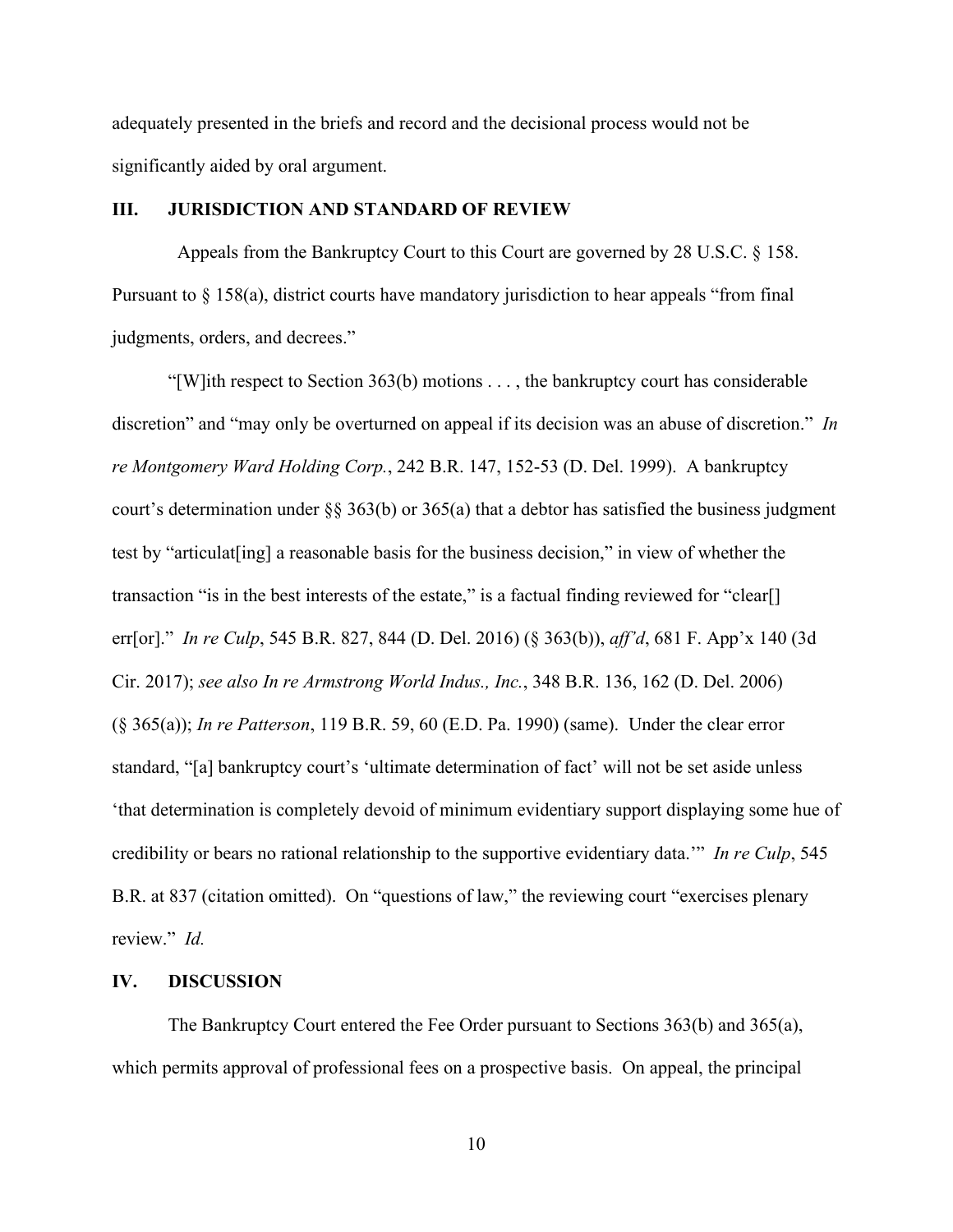adequately presented in the briefs and record and the decisional process would not be significantly aided by oral argument.

## III. JURISDICTION AND STANDARD OF REVIEW

Appeals from the Bankruptcy Court to this Court are governed by 28 U.S.C. § 158. Pursuant to § 158(a), district courts have mandatory jurisdiction to hear appeals "from final judgments, orders, and decrees."

"[W]ith respect to Section 363(b) motions . . . , the bankruptcy court has considerable discretion" and "may only be overturned on appeal if its decision was an abuse of discretion." *In re Montgomery Ward Holding Corp.*, 242 B.R. 147, 152-53 (D. Del. 1999). A bankruptcy court's determination under §§ 363(b) or 365(a) that a debtor has satisfied the business judgment test by "articulat[ing] a reasonable basis for the business decision," in view of whether the transaction "is in the best interests of the estate," is a factual finding reviewed for "clear[] err[or]." *In re Culp*, 545 B.R. 827, 844 (D. Del. 2016) (§ 363(b)), *aff'd*, 681 F. App'x 140 (3d Cir. 2017); *see also In re Armstrong World Indus., Inc.*, 348 B.R. 136, 162 (D. Del. 2006) (§ 365(a)); *In re Patterson*, 119 B.R. 59, 60 (E.D. Pa. 1990) (same). Under the clear error standard, "[a] bankruptcy court's 'ultimate determination of fact' will not be set aside unless 'that determination is completely devoid of minimum evidentiary support displaying some hue of credibility or bears no rational relationship to the supportive evidentiary data.'" *In re Culp*, 545 B.R. at 837 (citation omitted). On "questions of law," the reviewing court "exercises plenary review." *Id.*

## IV. DISCUSSION

The Bankruptcy Court entered the Fee Order pursuant to Sections 363(b) and 365(a), which permits approval of professional fees on a prospective basis. On appeal, the principal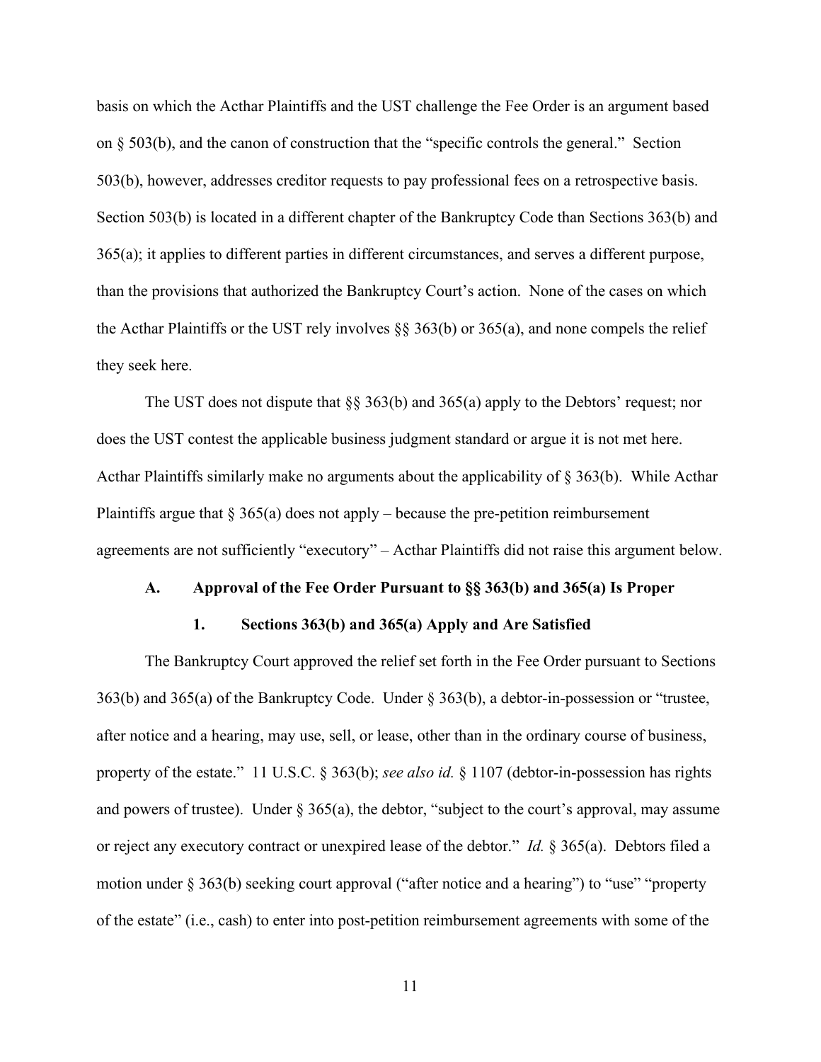basis on which the Acthar Plaintiffs and the UST challenge the Fee Order is an argument based on § 503(b), and the canon of construction that the "specific controls the general." Section 503(b), however, addresses creditor requests to pay professional fees on a retrospective basis. Section 503(b) is located in a different chapter of the Bankruptcy Code than Sections 363(b) and 365(a); it applies to different parties in different circumstances, and serves a different purpose, than the provisions that authorized the Bankruptcy Court's action. None of the cases on which the Acthar Plaintiffs or the UST rely involves §§ 363(b) or 365(a), and none compels the relief they seek here.

The UST does not dispute that §§ 363(b) and 365(a) apply to the Debtors' request; nor does the UST contest the applicable business judgment standard or argue it is not met here. Acthar Plaintiffs similarly make no arguments about the applicability of § 363(b). While Acthar Plaintiffs argue that § 365(a) does not apply – because the pre-petition reimbursement agreements are not sufficiently "executory" – Acthar Plaintiffs did not raise this argument below.

### A. Approval of the Fee Order Pursuant to §§ 363(b) and 365(a) Is Proper

#### 1. Sections 363(b) and 365(a) Apply and Are Satisfied

The Bankruptcy Court approved the relief set forth in the Fee Order pursuant to Sections 363(b) and 365(a) of the Bankruptcy Code. Under § 363(b), a debtor-in-possession or "trustee, after notice and a hearing, may use, sell, or lease, other than in the ordinary course of business, property of the estate." 11 U.S.C. § 363(b); *see also id.* § 1107 (debtor-in-possession has rights and powers of trustee). Under § 365(a), the debtor, "subject to the court's approval, may assume or reject any executory contract or unexpired lease of the debtor." *Id.* § 365(a). Debtors filed a motion under § 363(b) seeking court approval ("after notice and a hearing") to "use" "property of the estate" (i.e., cash) to enter into post-petition reimbursement agreements with some of the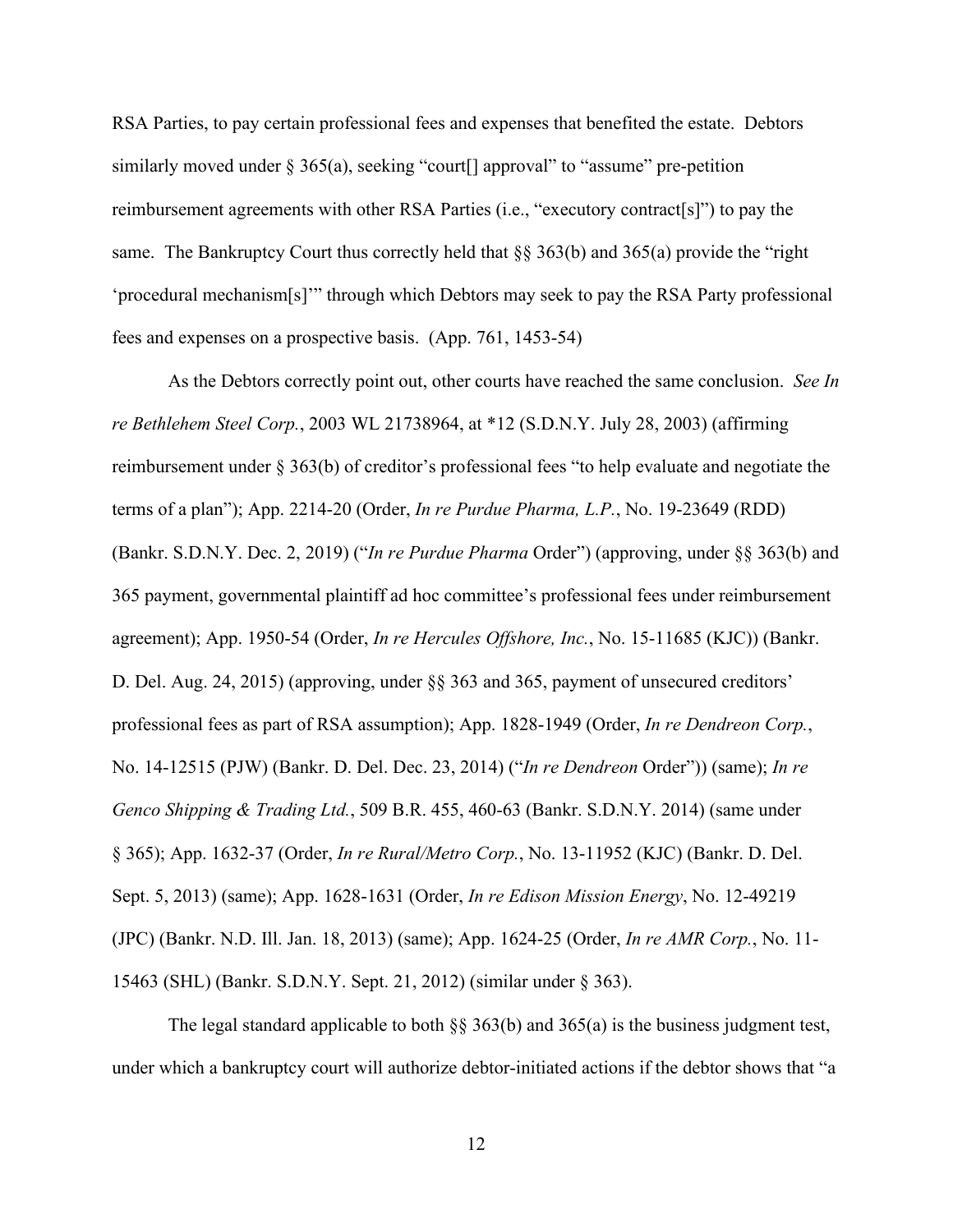RSA Parties, to pay certain professional fees and expenses that benefited the estate. Debtors similarly moved under § 365(a), seeking "court[] approval" to "assume" pre-petition reimbursement agreements with other RSA Parties (i.e., "executory contract[s]") to pay the same. The Bankruptcy Court thus correctly held that §§ 363(b) and 365(a) provide the "right 'procedural mechanism[s]'" through which Debtors may seek to pay the RSA Party professional fees and expenses on a prospective basis. (App. 761, 1453-54)

As the Debtors correctly point out, other courts have reached the same conclusion. *See In re Bethlehem Steel Corp.*, 2003 WL 21738964, at *12 (S.D.N.Y. July 28, 2003) (affirming reimbursement under § 363(b) of creditor's professional fees "to help evaluate and negotiate the terms of a plan"); App. 2214-20 (Order, *In re Purdue Pharma, L.P.*, No. 19-23649 (RDD) (Bankr. S.D.N.Y. Dec. 2, 2019) ("*In re Purdue Pharma* Order") (approving, under §§ 363(b) and 365 payment, governmental plaintiff ad hoc committee's professional fees under reimbursement agreement); App. 1950-54 (Order, *In re Hercules Offshore, Inc.*, No. 15-11685 (KJC)) (Bankr. D. Del. Aug. 24, 2015) (approving, under §§ 363 and 365, payment of unsecured creditors' professional fees as part of RSA assumption); App. 1828-1949 (Order, *In re Dendreon Corp.*, No. 14-12515 (PJW) (Bankr. D. Del. Dec. 23, 2014) ("*In re Dendreon* Order")) (same); *In re Genco Shipping & Trading Ltd.*, 509 B.R. 455, 460-63 (Bankr. S.D.N.Y. 2014) (same under § 365); App. 1632-37 (Order, *In re Rural/Metro Corp.*, No. 13-11952 (KJC) (Bankr. D. Del. Sept. 5, 2013) (same); App. 1628-1631 (Order, *In re Edison Mission Energy*, No. 12-49219 (JPC) (Bankr. N.D. Ill. Jan. 18, 2013) (same); App. 1624-25 (Order, *In re AMR Corp.*, No. 11-15463 (SHL) (Bankr. S.D.N.Y. Sept. 21, 2012) (similar under § 363).

The legal standard applicable to both §§ 363(b) and 365(a) is the business judgment test, under which a bankruptcy court will authorize debtor-initiated actions if the debtor shows that "a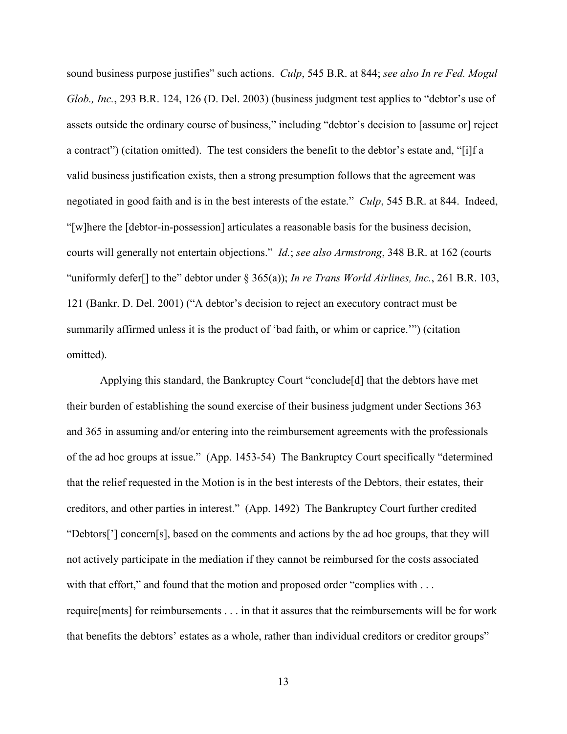sound business purpose justifies" such actions. *Culp*, 545 B.R. at 844; *see also In re Fed. Mogul Glob., Inc.*, 293 B.R. 124, 126 (D. Del. 2003) (business judgment test applies to "debtor's use of assets outside the ordinary course of business," including "debtor's decision to [assume or] reject a contract") (citation omitted). The test considers the benefit to the debtor's estate and, "[i]f a valid business justification exists, then a strong presumption follows that the agreement was negotiated in good faith and is in the best interests of the estate." *Culp*, 545 B.R. at 844. Indeed, "[w]here the [debtor-in-possession] articulates a reasonable basis for the business decision, courts will generally not entertain objections." *Id.*; *see also Armstrong*, 348 B.R. at 162 (courts "uniformly defer[] to the" debtor under § 365(a)); *In re Trans World Airlines, Inc.*, 261 B.R. 103, 121 (Bankr. D. Del. 2001) ("A debtor's decision to reject an executory contract must be summarily affirmed unless it is the product of 'bad faith, or whim or caprice.'") (citation omitted).

Applying this standard, the Bankruptcy Court "conclude[d] that the debtors have met their burden of establishing the sound exercise of their business judgment under Sections 363 and 365 in assuming and/or entering into the reimbursement agreements with the professionals of the ad hoc groups at issue." (App. 1453-54) The Bankruptcy Court specifically "determined that the relief requested in the Motion is in the best interests of the Debtors, their estates, their creditors, and other parties in interest." (App. 1492) The Bankruptcy Court further credited "Debtors['] concern[s], based on the comments and actions by the ad hoc groups, that they will not actively participate in the mediation if they cannot be reimbursed for the costs associated with that effort," and found that the motion and proposed order "complies with . . . require[ments] for reimbursements . . . in that it assures that the reimbursements will be for work that benefits the debtors' estates as a whole, rather than individual creditors or creditor groups"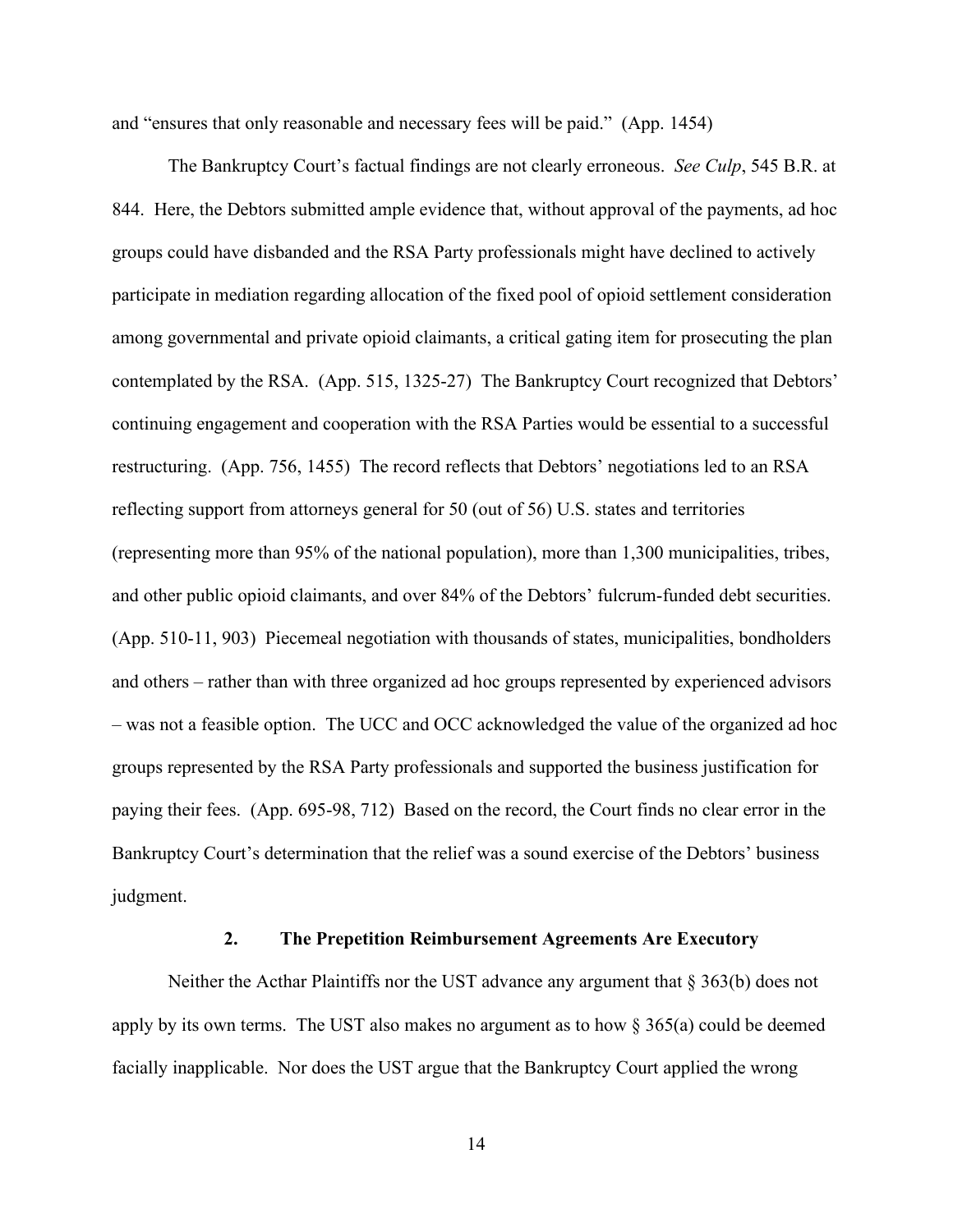and "ensures that only reasonable and necessary fees will be paid." (App. 1454)

The Bankruptcy Court's factual findings are not clearly erroneous. *See Culp*, 545 B.R. at 844. Here, the Debtors submitted ample evidence that, without approval of the payments, ad hoc groups could have disbanded and the RSA Party professionals might have declined to actively participate in mediation regarding allocation of the fixed pool of opioid settlement consideration among governmental and private opioid claimants, a critical gating item for prosecuting the plan contemplated by the RSA. (App. 515, 1325-27) The Bankruptcy Court recognized that Debtors' continuing engagement and cooperation with the RSA Parties would be essential to a successful restructuring. (App. 756, 1455) The record reflects that Debtors' negotiations led to an RSA reflecting support from attorneys general for 50 (out of 56) U.S. states and territories (representing more than 95% of the national population), more than 1,300 municipalities, tribes, and other public opioid claimants, and over 84% of the Debtors' fulcrum-funded debt securities. (App. 510-11, 903) Piecemeal negotiation with thousands of states, municipalities, bondholders and others – rather than with three organized ad hoc groups represented by experienced advisors – was not a feasible option. The UCC and OCC acknowledged the value of the organized ad hoc groups represented by the RSA Party professionals and supported the business justification for paying their fees. (App. 695-98, 712) Based on the record, the Court finds no clear error in the Bankruptcy Court's determination that the relief was a sound exercise of the Debtors' business judgment.

### 2. The Prepetition Reimbursement Agreements Are Executory

Neither the Acthar Plaintiffs nor the UST advance any argument that § 363(b) does not apply by its own terms. The UST also makes no argument as to how § 365(a) could be deemed facially inapplicable. Nor does the UST argue that the Bankruptcy Court applied the wrong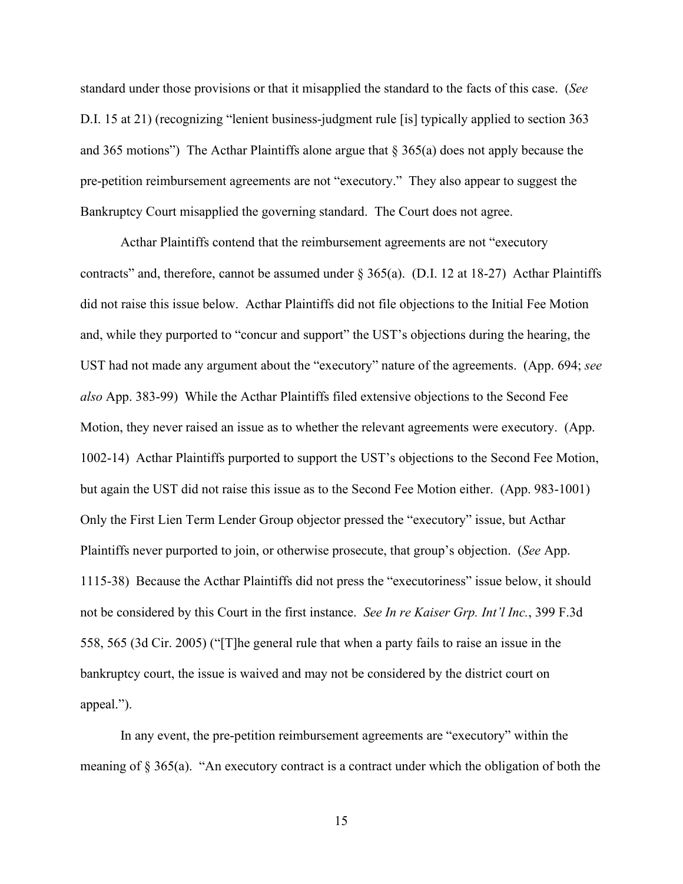standard under those provisions or that it misapplied the standard to the facts of this case. (*See* D.I. 15 at 21) (recognizing "lenient business-judgment rule [is] typically applied to section 363 and 365 motions") The Acthar Plaintiffs alone argue that § 365(a) does not apply because the pre-petition reimbursement agreements are not "executory." They also appear to suggest the Bankruptcy Court misapplied the governing standard. The Court does not agree.

Acthar Plaintiffs contend that the reimbursement agreements are not "executory contracts" and, therefore, cannot be assumed under § 365(a). (D.I. 12 at 18-27) Acthar Plaintiffs did not raise this issue below. Acthar Plaintiffs did not file objections to the Initial Fee Motion and, while they purported to "concur and support" the UST's objections during the hearing, the UST had not made any argument about the "executory" nature of the agreements. (App. 694; *see also* App. 383-99) While the Acthar Plaintiffs filed extensive objections to the Second Fee Motion, they never raised an issue as to whether the relevant agreements were executory. (App. 1002-14) Acthar Plaintiffs purported to support the UST's objections to the Second Fee Motion, but again the UST did not raise this issue as to the Second Fee Motion either. (App. 983-1001) Only the First Lien Term Lender Group objector pressed the "executory" issue, but Acthar Plaintiffs never purported to join, or otherwise prosecute, that group's objection. (*See* App. 1115-38) Because the Acthar Plaintiffs did not press the "executoriness" issue below, it should not be considered by this Court in the first instance. *See In re Kaiser Grp. Int'l Inc.*, 399 F.3d 558, 565 (3d Cir. 2005) ("[T]he general rule that when a party fails to raise an issue in the bankruptcy court, the issue is waived and may not be considered by the district court on appeal.").

In any event, the pre-petition reimbursement agreements are "executory" within the meaning of § 365(a). "An executory contract is a contract under which the obligation of both the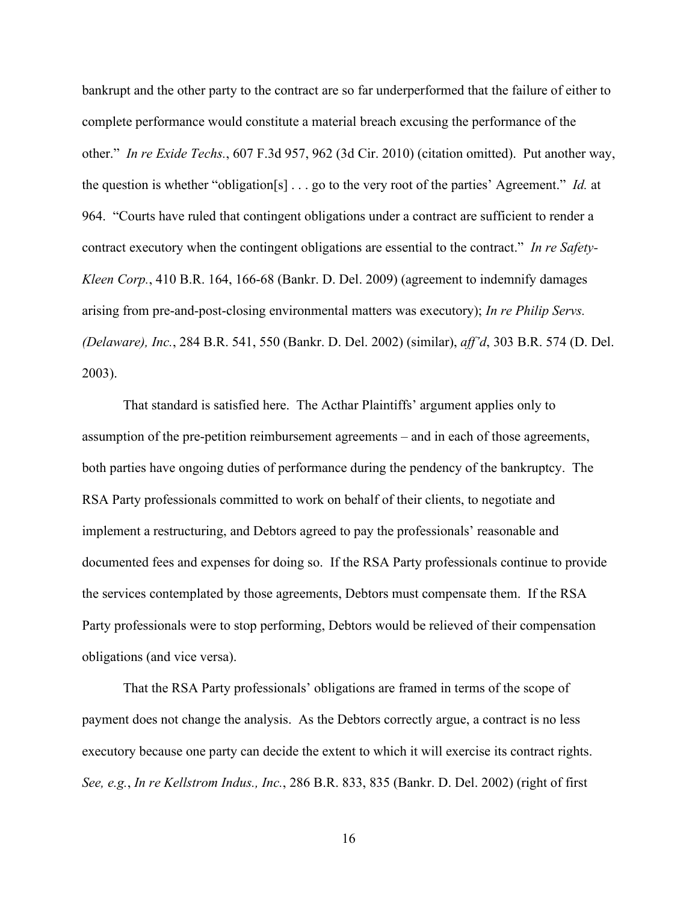bankrupt and the other party to the contract are so far underperformed that the failure of either to complete performance would constitute a material breach excusing the performance of the other." *In re Exide Techs.*, 607 F.3d 957, 962 (3d Cir. 2010) (citation omitted). Put another way, the question is whether "obligation[s] . . . go to the very root of the parties' Agreement." *Id.* at 964. "Courts have ruled that contingent obligations under a contract are sufficient to render a contract executory when the contingent obligations are essential to the contract." *In re Safety-Kleen Corp.*, 410 B.R. 164, 166-68 (Bankr. D. Del. 2009) (agreement to indemnify damages arising from pre-and-post-closing environmental matters was executory); *In re Philip Servs. (Delaware), Inc.*, 284 B.R. 541, 550 (Bankr. D. Del. 2002) (similar), *aff'd*, 303 B.R. 574 (D. Del. 2003).

That standard is satisfied here. The Acthar Plaintiffs' argument applies only to assumption of the pre-petition reimbursement agreements – and in each of those agreements, both parties have ongoing duties of performance during the pendency of the bankruptcy. The RSA Party professionals committed to work on behalf of their clients, to negotiate and implement a restructuring, and Debtors agreed to pay the professionals' reasonable and documented fees and expenses for doing so. If the RSA Party professionals continue to provide the services contemplated by those agreements, Debtors must compensate them. If the RSA Party professionals were to stop performing, Debtors would be relieved of their compensation obligations (and vice versa).

That the RSA Party professionals' obligations are framed in terms of the scope of payment does not change the analysis. As the Debtors correctly argue, a contract is no less executory because one party can decide the extent to which it will exercise its contract rights. *See, e.g.*, *In re Kellstrom Indus., Inc.*, 286 B.R. 833, 835 (Bankr. D. Del. 2002) (right of first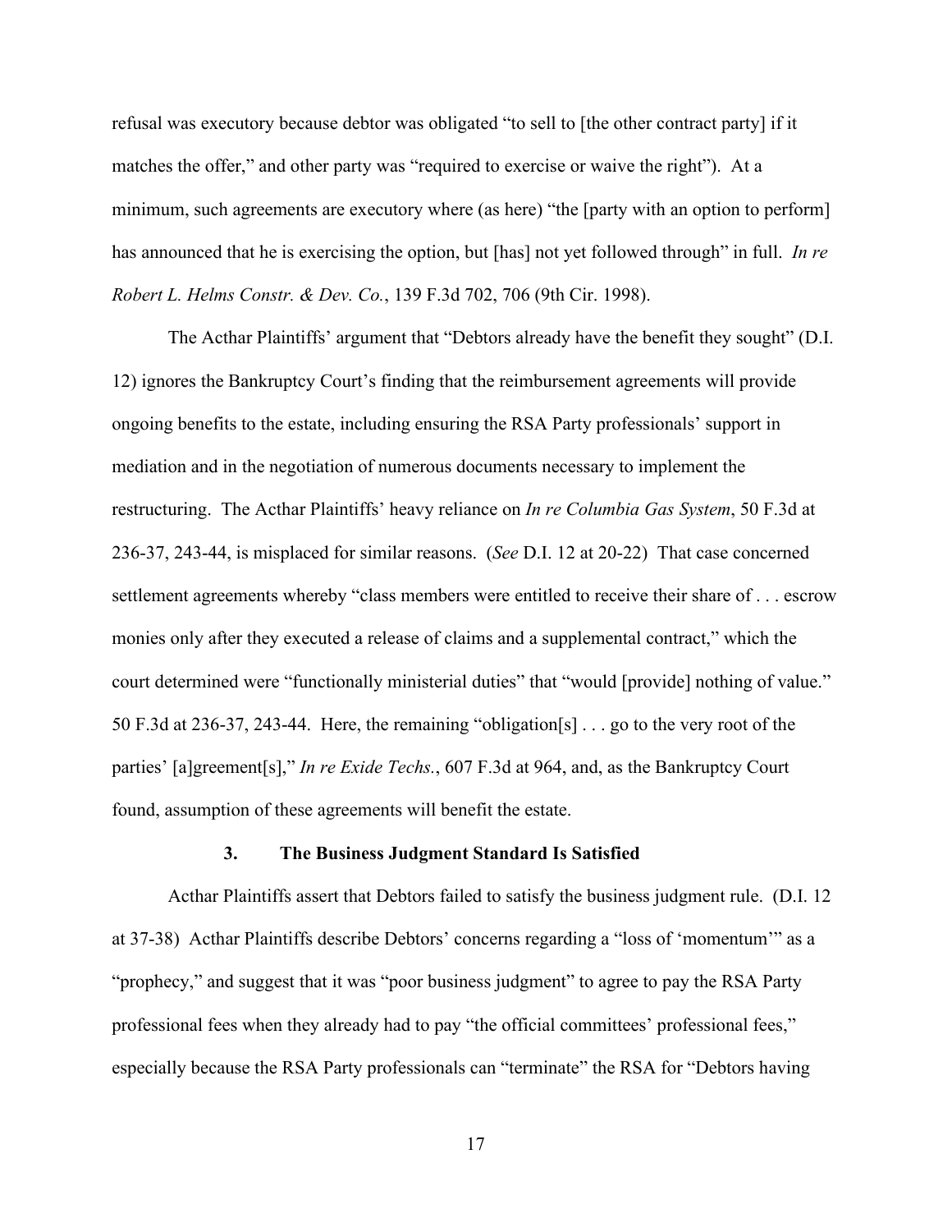refusal was executory because debtor was obligated "to sell to [the other contract party] if it matches the offer," and other party was "required to exercise or waive the right"). At a minimum, such agreements are executory where (as here) "the [party with an option to perform] has announced that he is exercising the option, but [has] not yet followed through" in full. *In re Robert L. Helms Constr. & Dev. Co.*, 139 F.3d 702, 706 (9th Cir. 1998).

The Acthar Plaintiffs' argument that "Debtors already have the benefit they sought" (D.I. 12) ignores the Bankruptcy Court's finding that the reimbursement agreements will provide ongoing benefits to the estate, including ensuring the RSA Party professionals' support in mediation and in the negotiation of numerous documents necessary to implement the restructuring. The Acthar Plaintiffs' heavy reliance on *In re Columbia Gas System*, 50 F.3d at 236-37, 243-44, is misplaced for similar reasons. (*See* D.I. 12 at 20-22) That case concerned settlement agreements whereby "class members were entitled to receive their share of . . . escrow monies only after they executed a release of claims and a supplemental contract," which the court determined were "functionally ministerial duties" that "would [provide] nothing of value." 50 F.3d at 236-37, 243-44. Here, the remaining "obligation[s] . . . go to the very root of the parties' [a]greement[s]," *In re Exide Techs.*, 607 F.3d at 964, and, as the Bankruptcy Court found, assumption of these agreements will benefit the estate.

### 3. The Business Judgment Standard Is Satisfied

Acthar Plaintiffs assert that Debtors failed to satisfy the business judgment rule. (D.I. 12 at 37-38) Acthar Plaintiffs describe Debtors' concerns regarding a "loss of 'momentum'" as a "prophecy," and suggest that it was "poor business judgment" to agree to pay the RSA Party professional fees when they already had to pay "the official committees' professional fees," especially because the RSA Party professionals can "terminate" the RSA for "Debtors having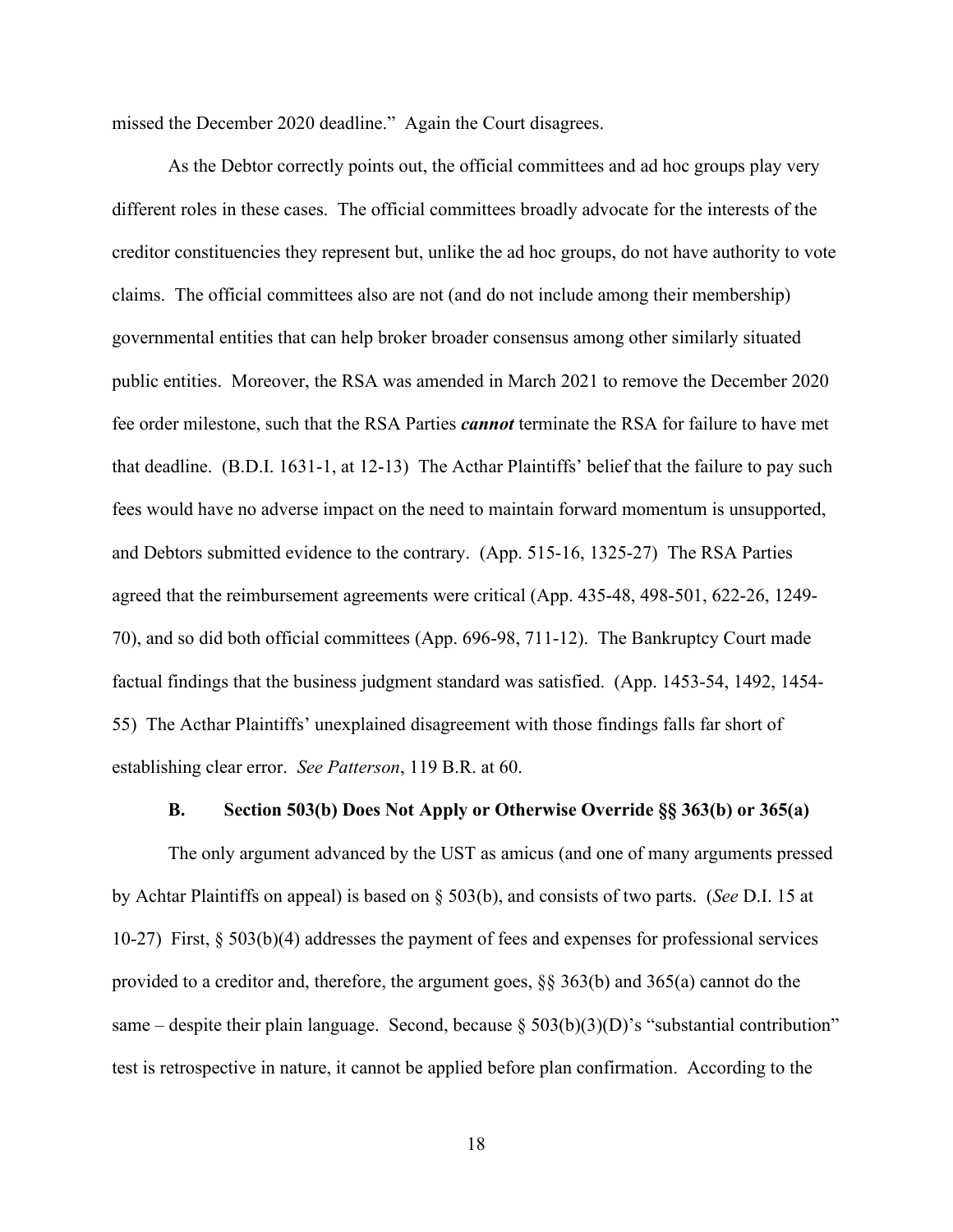missed the December 2020 deadline." Again the Court disagrees.

As the Debtor correctly points out, the official committees and ad hoc groups play very different roles in these cases. The official committees broadly advocate for the interests of the creditor constituencies they represent but, unlike the ad hoc groups, do not have authority to vote claims. The official committees also are not (and do not include among their membership) governmental entities that can help broker broader consensus among other similarly situated public entities. Moreover, the RSA was amended in March 2021 to remove the December 2020 fee order milestone, such that the RSA Parties ***cannot*** terminate the RSA for failure to have met that deadline. (B.D.I. 1631-1, at 12-13) The Acthar Plaintiffs' belief that the failure to pay such fees would have no adverse impact on the need to maintain forward momentum is unsupported, and Debtors submitted evidence to the contrary. (App. 515-16, 1325-27) The RSA Parties agreed that the reimbursement agreements were critical (App. 435-48, 498-501, 622-26, 1249-70), and so did both official committees (App. 696-98, 711-12). The Bankruptcy Court made factual findings that the business judgment standard was satisfied. (App. 1453-54, 1492, 1454-55) The Acthar Plaintiffs' unexplained disagreement with those findings falls far short of establishing clear error. *See Patterson*, 119 B.R. at 60.

### B. Section 503(b) Does Not Apply or Otherwise Override §§ 363(b) or 365(a)

The only argument advanced by the UST as amicus (and one of many arguments pressed by Achtar Plaintiffs on appeal) is based on § 503(b), and consists of two parts. (*See* D.I. 15 at 10-27) First, § 503(b)(4) addresses the payment of fees and expenses for professional services provided to a creditor and, therefore, the argument goes, §§ 363(b) and 365(a) cannot do the same – despite their plain language. Second, because § 503(b)(3)(D)'s "substantial contribution" test is retrospective in nature, it cannot be applied before plan confirmation. According to the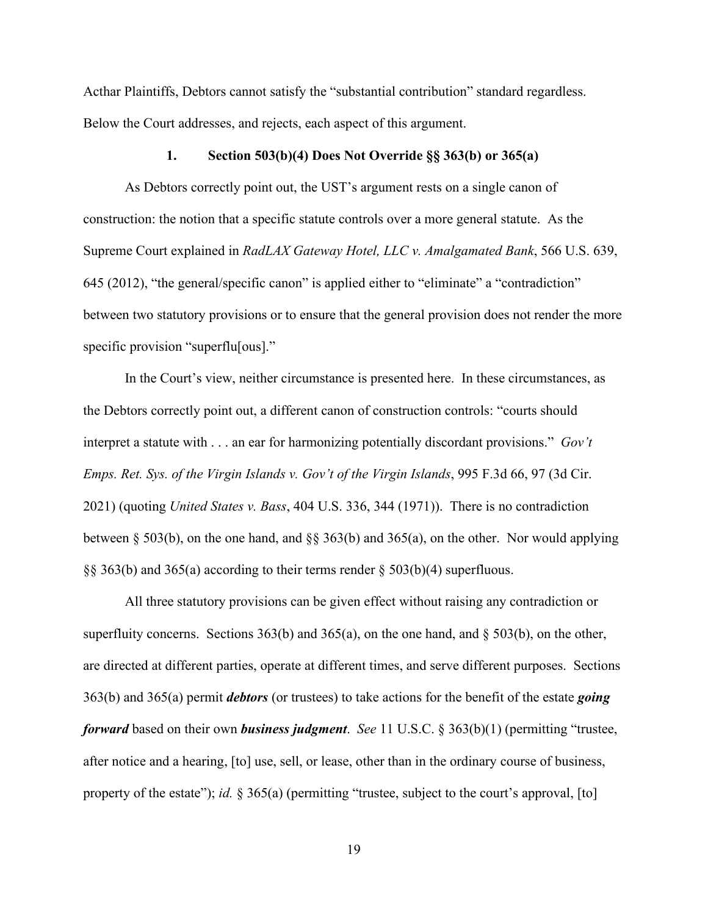Acthar Plaintiffs, Debtors cannot satisfy the "substantial contribution" standard regardless. Below the Court addresses, and rejects, each aspect of this argument.

### 1. Section 503(b)(4) Does Not Override §§ 363(b) or 365(a)

As Debtors correctly point out, the UST's argument rests on a single canon of construction: the notion that a specific statute controls over a more general statute. As the Supreme Court explained in *RadLAX Gateway Hotel, LLC v. Amalgamated Bank*, 566 U.S. 639, 645 (2012), "the general/specific canon" is applied either to "eliminate" a "contradiction" between two statutory provisions or to ensure that the general provision does not render the more specific provision "superflu[ous]."

In the Court's view, neither circumstance is presented here. In these circumstances, as the Debtors correctly point out, a different canon of construction controls: "courts should interpret a statute with . . . an ear for harmonizing potentially discordant provisions." *Gov't Emps. Ret. Sys. of the Virgin Islands v. Gov't of the Virgin Islands*, 995 F.3d 66, 97 (3d Cir. 2021) (quoting *United States v. Bass*, 404 U.S. 336, 344 (1971)). There is no contradiction between § 503(b), on the one hand, and §§ 363(b) and 365(a), on the other. Nor would applying §§ 363(b) and 365(a) according to their terms render § 503(b)(4) superfluous.

All three statutory provisions can be given effect without raising any contradiction or superfluity concerns. Sections 363(b) and 365(a), on the one hand, and § 503(b), on the other, are directed at different parties, operate at different times, and serve different purposes. Sections 363(b) and 365(a) permit ***debtors*** (or trustees) to take actions for the benefit of the estate ***going forward*** based on their own ***business judgment***. *See* 11 U.S.C. § 363(b)(1) (permitting "trustee, after notice and a hearing, [to] use, sell, or lease, other than in the ordinary course of business, property of the estate"); *id.* § 365(a) (permitting "trustee, subject to the court's approval, [to]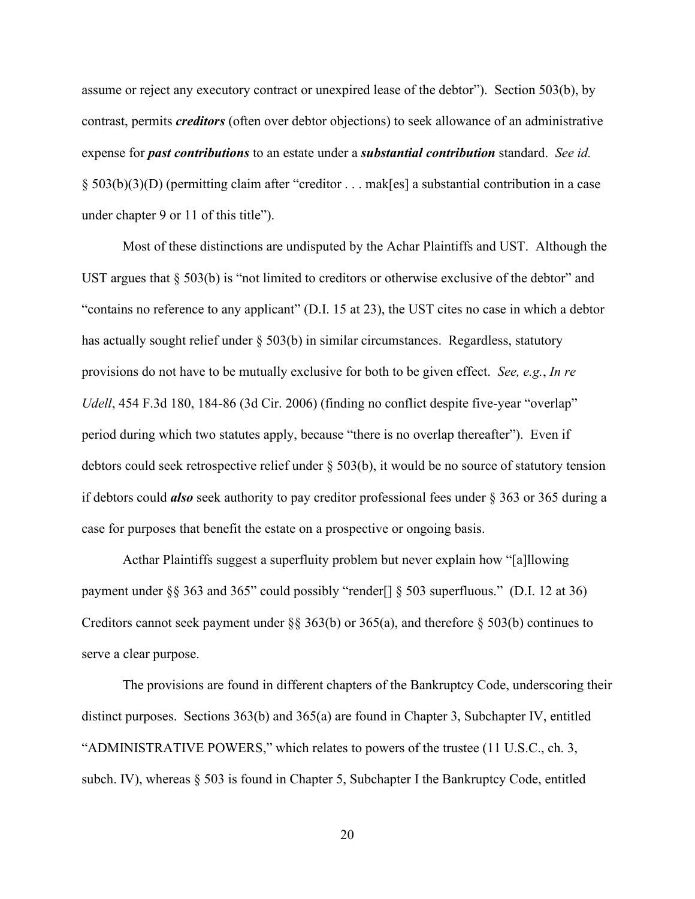assume or reject any executory contract or unexpired lease of the debtor"). Section 503(b), by contrast, permits ***creditors*** (often over debtor objections) to seek allowance of an administrative expense for ***past contributions*** to an estate under a ***substantial contribution*** standard. *See id.* § 503(b)(3)(D) (permitting claim after "creditor . . . mak[es] a substantial contribution in a case under chapter 9 or 11 of this title").

Most of these distinctions are undisputed by the Achar Plaintiffs and UST. Although the UST argues that § 503(b) is "not limited to creditors or otherwise exclusive of the debtor" and "contains no reference to any applicant" (D.I. 15 at 23), the UST cites no case in which a debtor has actually sought relief under § 503(b) in similar circumstances. Regardless, statutory provisions do not have to be mutually exclusive for both to be given effect. *See, e.g.*, *In re Udell*, 454 F.3d 180, 184-86 (3d Cir. 2006) (finding no conflict despite five-year "overlap" period during which two statutes apply, because "there is no overlap thereafter"). Even if debtors could seek retrospective relief under § 503(b), it would be no source of statutory tension if debtors could ***also*** seek authority to pay creditor professional fees under § 363 or 365 during a case for purposes that benefit the estate on a prospective or ongoing basis.

Acthar Plaintiffs suggest a superfluity problem but never explain how "[a]llowing payment under §§ 363 and 365" could possibly "render[] § 503 superfluous." (D.I. 12 at 36) Creditors cannot seek payment under §§ 363(b) or 365(a), and therefore § 503(b) continues to serve a clear purpose.

The provisions are found in different chapters of the Bankruptcy Code, underscoring their distinct purposes. Sections 363(b) and 365(a) are found in Chapter 3, Subchapter IV, entitled "ADMINISTRATIVE POWERS," which relates to powers of the trustee (11 U.S.C., ch. 3, subch. IV), whereas § 503 is found in Chapter 5, Subchapter I the Bankruptcy Code, entitled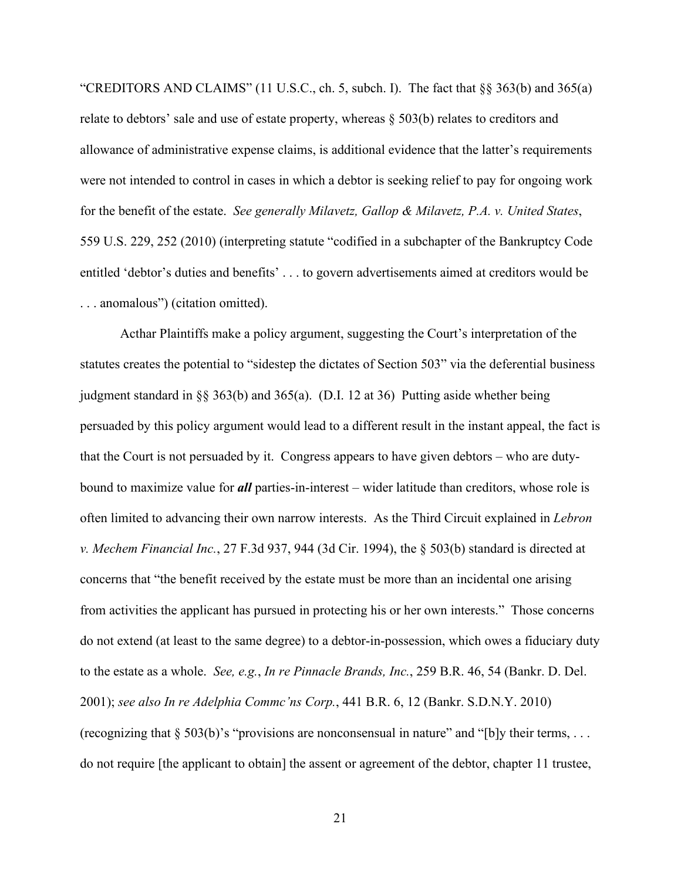"CREDITORS AND CLAIMS" (11 U.S.C., ch. 5, subch. I). The fact that §§ 363(b) and 365(a) relate to debtors' sale and use of estate property, whereas § 503(b) relates to creditors and allowance of administrative expense claims, is additional evidence that the latter's requirements were not intended to control in cases in which a debtor is seeking relief to pay for ongoing work for the benefit of the estate. *See generally Milavetz, Gallop & Milavetz, P.A. v. United States*, 559 U.S. 229, 252 (2010) (interpreting statute "codified in a subchapter of the Bankruptcy Code entitled 'debtor's duties and benefits' . . . to govern advertisements aimed at creditors would be . . . anomalous") (citation omitted).

Acthar Plaintiffs make a policy argument, suggesting the Court's interpretation of the statutes creates the potential to "sidestep the dictates of Section 503" via the deferential business judgment standard in §§ 363(b) and 365(a). (D.I. 12 at 36) Putting aside whether being persuaded by this policy argument would lead to a different result in the instant appeal, the fact is that the Court is not persuaded by it. Congress appears to have given debtors – who are duty-bound to maximize value for ***all*** parties-in-interest – wider latitude than creditors, whose role is often limited to advancing their own narrow interests. As the Third Circuit explained in *Lebron v. Mechem Financial Inc.*, 27 F.3d 937, 944 (3d Cir. 1994), the § 503(b) standard is directed at concerns that "the benefit received by the estate must be more than an incidental one arising from activities the applicant has pursued in protecting his or her own interests." Those concerns do not extend (at least to the same degree) to a debtor-in-possession, which owes a fiduciary duty to the estate as a whole. *See, e.g.*, *In re Pinnacle Brands, Inc.*, 259 B.R. 46, 54 (Bankr. D. Del. 2001); *see also In re Adelphia Commc'ns Corp.*, 441 B.R. 6, 12 (Bankr. S.D.N.Y. 2010) (recognizing that § 503(b)'s "provisions are nonconsensual in nature" and "[b]y their terms, . . . do not require [the applicant to obtain] the assent or agreement of the debtor, chapter 11 trustee,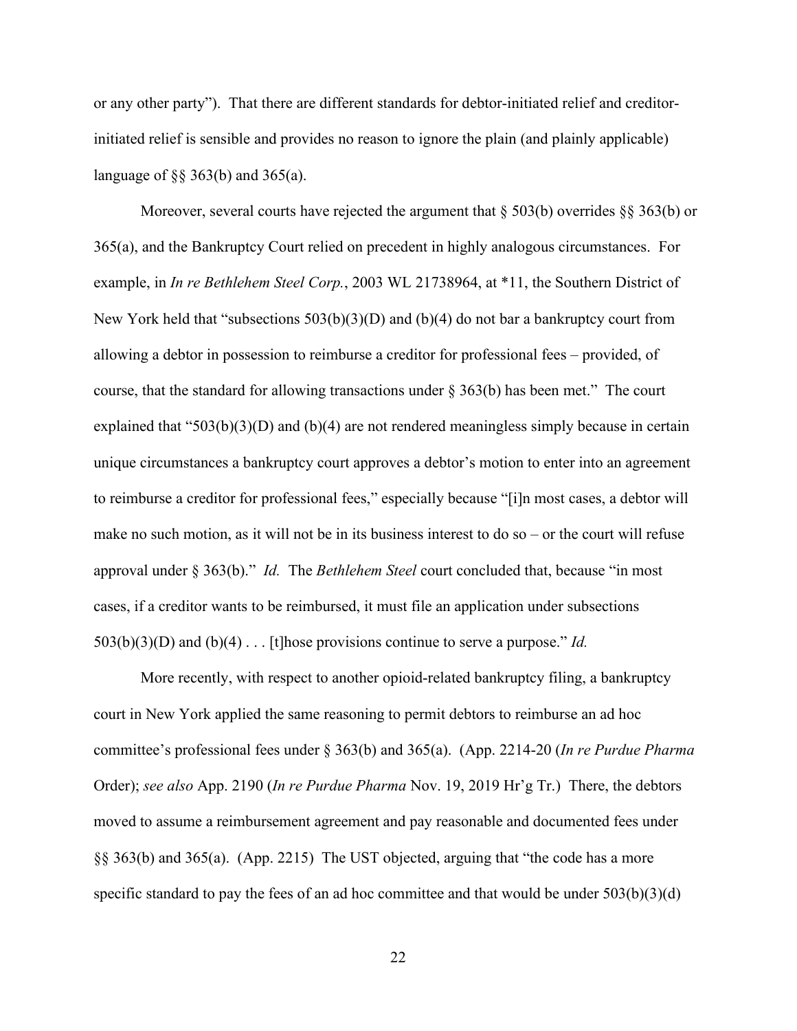or any other party"). That there are different standards for debtor-initiated relief and creditor-initiated relief is sensible and provides no reason to ignore the plain (and plainly applicable) language of §§ 363(b) and 365(a).

Moreover, several courts have rejected the argument that § 503(b) overrides §§ 363(b) or 365(a), and the Bankruptcy Court relied on precedent in highly analogous circumstances. For example, in *In re Bethlehem Steel Corp.*, 2003 WL 21738964, at *11, the Southern District of New York held that "subsections 503(b)(3)(D) and (b)(4) do not bar a bankruptcy court from allowing a debtor in possession to reimburse a creditor for professional fees – provided, of course, that the standard for allowing transactions under § 363(b) has been met." The court explained that "503(b)(3)(D) and (b)(4) are not rendered meaningless simply because in certain unique circumstances a bankruptcy court approves a debtor's motion to enter into an agreement to reimburse a creditor for professional fees," especially because "[i]n most cases, a debtor will make no such motion, as it will not be in its business interest to do so – or the court will refuse approval under § 363(b)." *Id.* The *Bethlehem Steel* court concluded that, because "in most cases, if a creditor wants to be reimbursed, it must file an application under subsections 503(b)(3)(D) and (b)(4) . . . [t]hose provisions continue to serve a purpose." *Id.*

More recently, with respect to another opioid-related bankruptcy filing, a bankruptcy court in New York applied the same reasoning to permit debtors to reimburse an ad hoc committee's professional fees under § 363(b) and 365(a). (App. 2214-20 (*In re Purdue Pharma* Order); *see also* App. 2190 (*In re Purdue Pharma* Nov. 19, 2019 Hr'g Tr.) There, the debtors moved to assume a reimbursement agreement and pay reasonable and documented fees under §§ 363(b) and 365(a). (App. 2215) The UST objected, arguing that "the code has a more specific standard to pay the fees of an ad hoc committee and that would be under 503(b)(3)(d)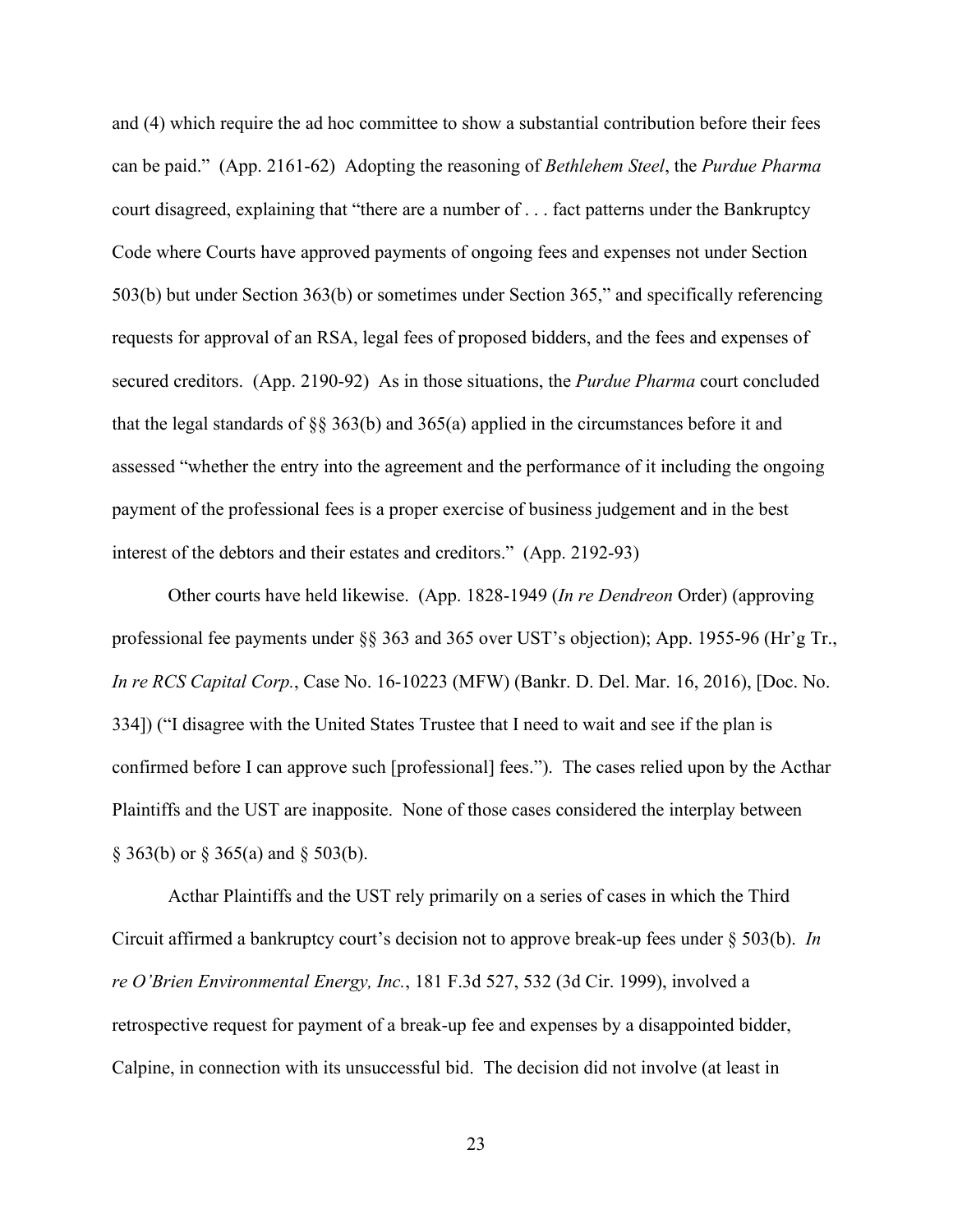and (4) which require the ad hoc committee to show a substantial contribution before their fees can be paid." (App. 2161-62) Adopting the reasoning of *Bethlehem Steel*, the *Purdue Pharma* court disagreed, explaining that "there are a number of . . . fact patterns under the Bankruptcy Code where Courts have approved payments of ongoing fees and expenses not under Section 503(b) but under Section 363(b) or sometimes under Section 365," and specifically referencing requests for approval of an RSA, legal fees of proposed bidders, and the fees and expenses of secured creditors. (App. 2190-92) As in those situations, the *Purdue Pharma* court concluded that the legal standards of §§ 363(b) and 365(a) applied in the circumstances before it and assessed "whether the entry into the agreement and the performance of it including the ongoing payment of the professional fees is a proper exercise of business judgement and in the best interest of the debtors and their estates and creditors." (App. 2192-93)

Other courts have held likewise. (App. 1828-1949 (*In re Dendreon* Order) (approving professional fee payments under §§ 363 and 365 over UST's objection); App. 1955-96 (Hr'g Tr., *In re RCS Capital Corp.*, Case No. 16-10223 (MFW) (Bankr. D. Del. Mar. 16, 2016), [Doc. No. 334]) ("I disagree with the United States Trustee that I need to wait and see if the plan is confirmed before I can approve such [professional] fees."). The cases relied upon by the Acthar Plaintiffs and the UST are inapposite. None of those cases considered the interplay between § 363(b) or § 365(a) and § 503(b).

Acthar Plaintiffs and the UST rely primarily on a series of cases in which the Third Circuit affirmed a bankruptcy court's decision not to approve break-up fees under § 503(b). *In re O'Brien Environmental Energy, Inc.*, 181 F.3d 527, 532 (3d Cir. 1999), involved a retrospective request for payment of a break-up fee and expenses by a disappointed bidder, Calpine, in connection with its unsuccessful bid. The decision did not involve (at least in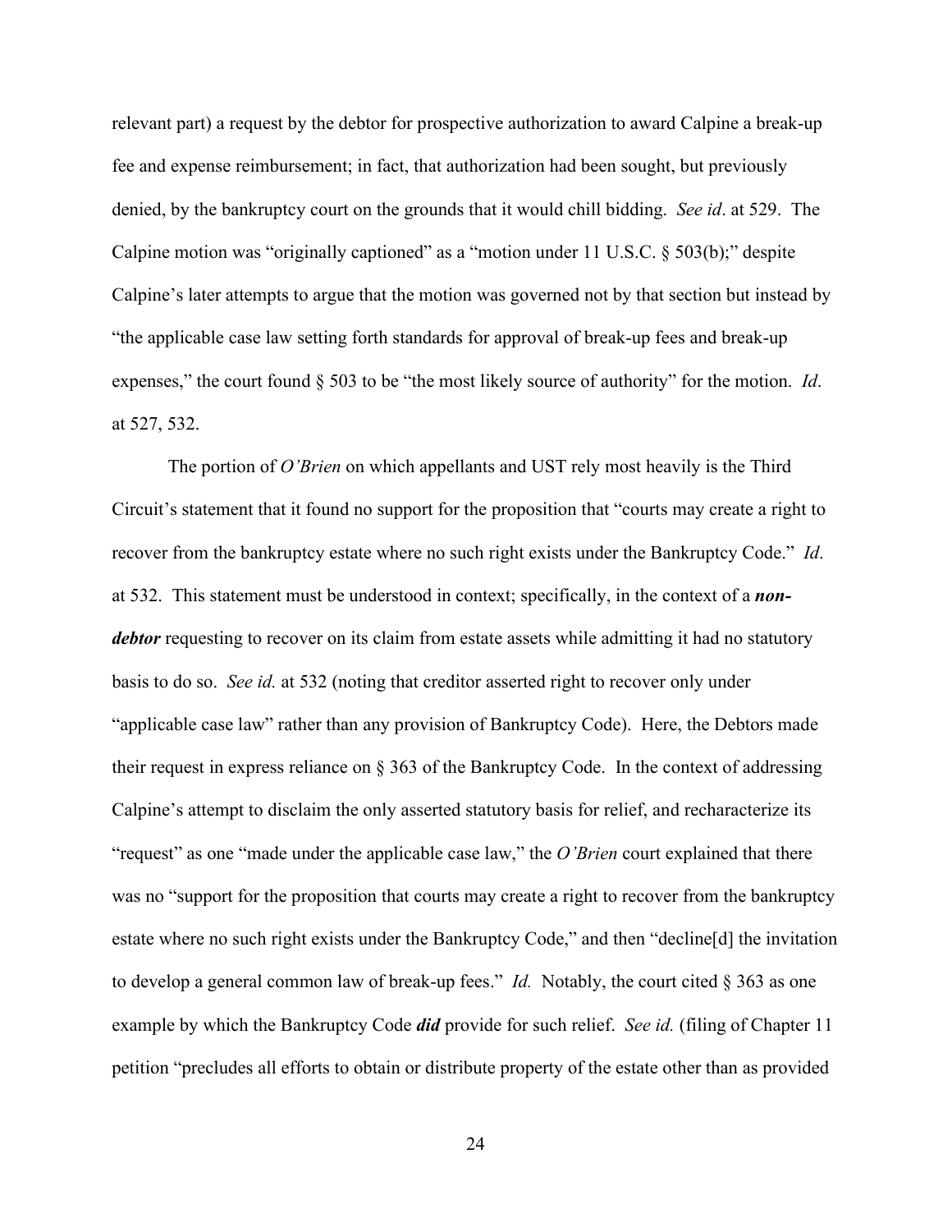relevant part) a request by the debtor for prospective authorization to award Calpine a break-up fee and expense reimbursement; in fact, that authorization had been sought, but previously denied, by the bankruptcy court on the grounds that it would chill bidding. *See id*. at 529. The Calpine motion was "originally captioned" as a "motion under 11 U.S.C. § 503(b);" despite Calpine's later attempts to argue that the motion was governed not by that section but instead by "the applicable case law setting forth standards for approval of break-up fees and break-up expenses," the court found § 503 to be "the most likely source of authority" for the motion. *Id*. at 527, 532.

The portion of *O'Brien* on which appellants and UST rely most heavily is the Third Circuit's statement that it found no support for the proposition that "courts may create a right to recover from the bankruptcy estate where no such right exists under the Bankruptcy Code." *Id*. at 532. This statement must be understood in context; specifically, in the context of a ***non-debtor*** requesting to recover on its claim from estate assets while admitting it had no statutory basis to do so. *See id.* at 532 (noting that creditor asserted right to recover only under "applicable case law" rather than any provision of Bankruptcy Code). Here, the Debtors made their request in express reliance on § 363 of the Bankruptcy Code. In the context of addressing Calpine's attempt to disclaim the only asserted statutory basis for relief, and recharacterize its "request" as one "made under the applicable case law," the *O'Brien* court explained that there was no "support for the proposition that courts may create a right to recover from the bankruptcy estate where no such right exists under the Bankruptcy Code," and then "decline[d] the invitation to develop a general common law of break-up fees." *Id.* Notably, the court cited § 363 as one example by which the Bankruptcy Code ***did*** provide for such relief. *See id.* (filing of Chapter 11 petition "precludes all efforts to obtain or distribute property of the estate other than as provided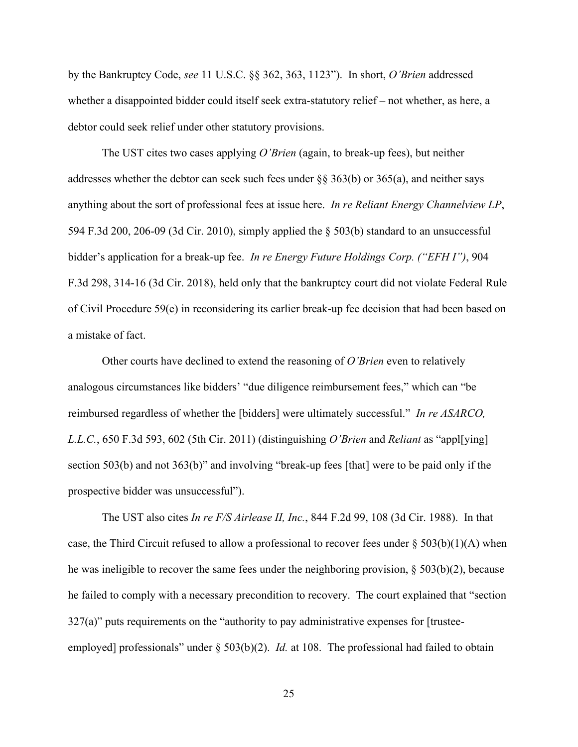by the Bankruptcy Code, *see* 11 U.S.C. §§ 362, 363, 1123"). In short, *O'Brien* addressed whether a disappointed bidder could itself seek extra-statutory relief – not whether, as here, a debtor could seek relief under other statutory provisions.

The UST cites two cases applying *O'Brien* (again, to break-up fees), but neither addresses whether the debtor can seek such fees under §§ 363(b) or 365(a), and neither says anything about the sort of professional fees at issue here. *In re Reliant Energy Channelview LP*, 594 F.3d 200, 206-09 (3d Cir. 2010), simply applied the § 503(b) standard to an unsuccessful bidder's application for a break-up fee. *In re Energy Future Holdings Corp. ("EFH I")*, 904 F.3d 298, 314-16 (3d Cir. 2018), held only that the bankruptcy court did not violate Federal Rule of Civil Procedure 59(e) in reconsidering its earlier break-up fee decision that had been based on a mistake of fact.

Other courts have declined to extend the reasoning of *O'Brien* even to relatively analogous circumstances like bidders' "due diligence reimbursement fees," which can "be reimbursed regardless of whether the [bidders] were ultimately successful." *In re ASARCO, L.L.C.*, 650 F.3d 593, 602 (5th Cir. 2011) (distinguishing *O'Brien* and *Reliant* as "appl[ying] section 503(b) and not 363(b)" and involving "break-up fees [that] were to be paid only if the prospective bidder was unsuccessful").

The UST also cites *In re F/S Airlease II, Inc.*, 844 F.2d 99, 108 (3d Cir. 1988). In that case, the Third Circuit refused to allow a professional to recover fees under § 503(b)(1)(A) when he was ineligible to recover the same fees under the neighboring provision, § 503(b)(2), because he failed to comply with a necessary precondition to recovery. The court explained that "section 327(a)" puts requirements on the "authority to pay administrative expenses for [trustee-employed] professionals" under § 503(b)(2). *Id.* at 108. The professional had failed to obtain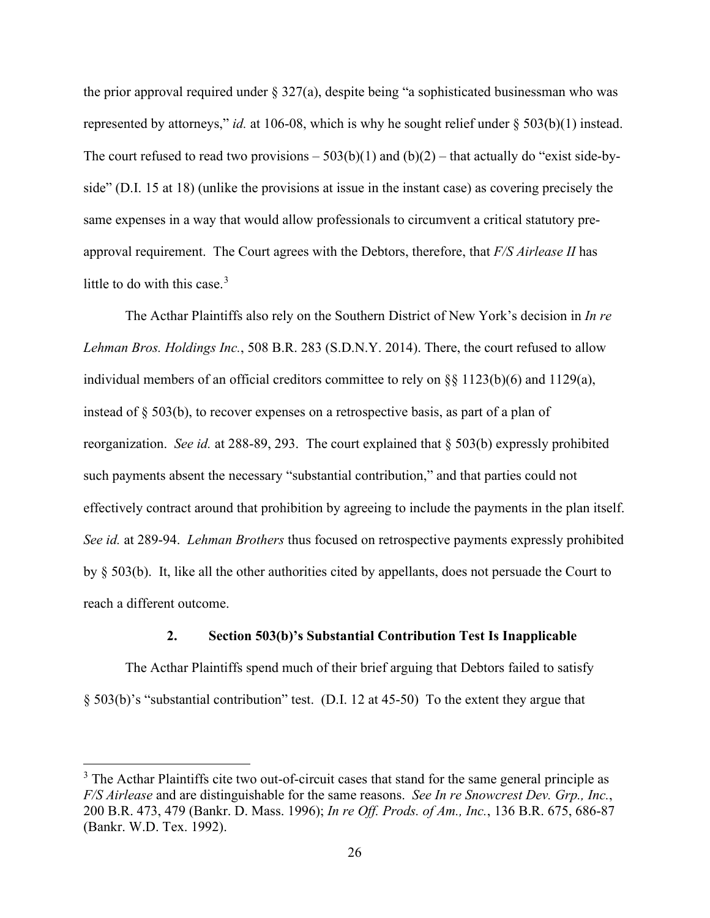the prior approval required under § 327(a), despite being "a sophisticated businessman who was represented by attorneys," *id.* at 106-08, which is why he sought relief under § 503(b)(1) instead. The court refused to read two provisions – 503(b)(1) and (b)(2) – that actually do "exist side-by-side" (D.I. 15 at 18) (unlike the provisions at issue in the instant case) as covering precisely the same expenses in a way that would allow professionals to circumvent a critical statutory pre-approval requirement. The Court agrees with the Debtors, therefore, that *F/S Airlease II* has little to do with this case.[3]

The Acthar Plaintiffs also rely on the Southern District of New York's decision in *In re Lehman Bros. Holdings Inc.*, 508 B.R. 283 (S.D.N.Y. 2014). There, the court refused to allow individual members of an official creditors committee to rely on §§ 1123(b)(6) and 1129(a), instead of § 503(b), to recover expenses on a retrospective basis, as part of a plan of reorganization. *See id.* at 288-89, 293. The court explained that § 503(b) expressly prohibited such payments absent the necessary "substantial contribution," and that parties could not effectively contract around that prohibition by agreeing to include the payments in the plan itself. *See id.* at 289-94. *Lehman Brothers* thus focused on retrospective payments expressly prohibited by § 503(b). It, like all the other authorities cited by appellants, does not persuade the Court to reach a different outcome.

### 2. Section 503(b)'s Substantial Contribution Test Is Inapplicable

The Acthar Plaintiffs spend much of their brief arguing that Debtors failed to satisfy § 503(b)'s "substantial contribution" test. (D.I. 12 at 45-50) To the extent they argue that

---

[3] The Acthar Plaintiffs cite two out-of-circuit cases that stand for the same general principle as *F/S Airlease* and are distinguishable for the same reasons. *See In re Snowcrest Dev. Grp., Inc.*, 200 B.R. 473, 479 (Bankr. D. Mass. 1996); *In re Off. Prods. of Am., Inc.*, 136 B.R. 675, 686-87 (Bankr. W.D. Tex. 1992).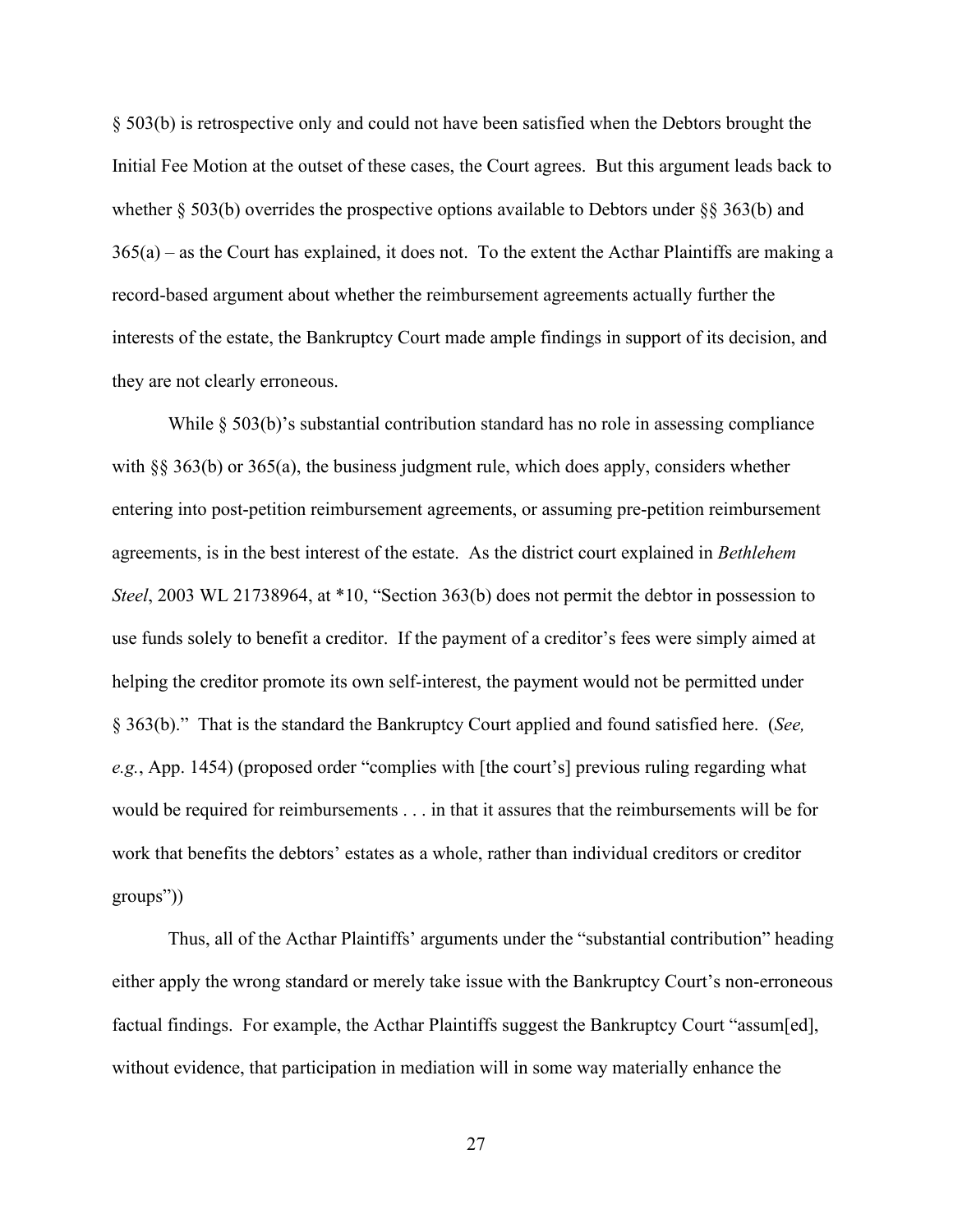§ 503(b) is retrospective only and could not have been satisfied when the Debtors brought the Initial Fee Motion at the outset of these cases, the Court agrees. But this argument leads back to whether § 503(b) overrides the prospective options available to Debtors under §§ 363(b) and 365(a) – as the Court has explained, it does not. To the extent the Acthar Plaintiffs are making a record-based argument about whether the reimbursement agreements actually further the interests of the estate, the Bankruptcy Court made ample findings in support of its decision, and they are not clearly erroneous.

While § 503(b)'s substantial contribution standard has no role in assessing compliance with §§ 363(b) or 365(a), the business judgment rule, which does apply, considers whether entering into post-petition reimbursement agreements, or assuming pre-petition reimbursement agreements, is in the best interest of the estate. As the district court explained in *Bethlehem Steel*, 2003 WL 21738964, at *10, "Section 363(b) does not permit the debtor in possession to use funds solely to benefit a creditor. If the payment of a creditor's fees were simply aimed at helping the creditor promote its own self-interest, the payment would not be permitted under § 363(b)." That is the standard the Bankruptcy Court applied and found satisfied here. (*See, e.g.*, App. 1454) (proposed order "complies with [the court's] previous ruling regarding what would be required for reimbursements . . . in that it assures that the reimbursements will be for work that benefits the debtors' estates as a whole, rather than individual creditors or creditor groups"))

Thus, all of the Acthar Plaintiffs' arguments under the "substantial contribution" heading either apply the wrong standard or merely take issue with the Bankruptcy Court's non-erroneous factual findings. For example, the Acthar Plaintiffs suggest the Bankruptcy Court "assum[ed], without evidence, that participation in mediation will in some way materially enhance the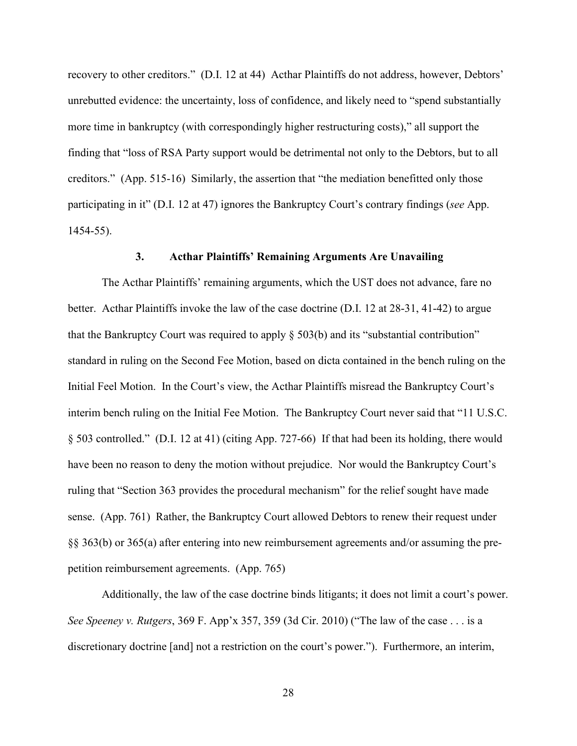recovery to other creditors." (D.I. 12 at 44) Acthar Plaintiffs do not address, however, Debtors' unrebutted evidence: the uncertainty, loss of confidence, and likely need to "spend substantially more time in bankruptcy (with correspondingly higher restructuring costs)," all support the finding that "loss of RSA Party support would be detrimental not only to the Debtors, but to all creditors." (App. 515-16) Similarly, the assertion that "the mediation benefitted only those participating in it" (D.I. 12 at 47) ignores the Bankruptcy Court's contrary findings (*see* App. 1454-55).

### 3. Acthar Plaintiffs' Remaining Arguments Are Unavailing

The Acthar Plaintiffs' remaining arguments, which the UST does not advance, fare no better. Acthar Plaintiffs invoke the law of the case doctrine (D.I. 12 at 28-31, 41-42) to argue that the Bankruptcy Court was required to apply § 503(b) and its "substantial contribution" standard in ruling on the Second Fee Motion, based on dicta contained in the bench ruling on the Initial Feel Motion. In the Court's view, the Acthar Plaintiffs misread the Bankruptcy Court's interim bench ruling on the Initial Fee Motion. The Bankruptcy Court never said that "11 U.S.C. § 503 controlled." (D.I. 12 at 41) (citing App. 727-66) If that had been its holding, there would have been no reason to deny the motion without prejudice. Nor would the Bankruptcy Court's ruling that "Section 363 provides the procedural mechanism" for the relief sought have made sense. (App. 761) Rather, the Bankruptcy Court allowed Debtors to renew their request under §§ 363(b) or 365(a) after entering into new reimbursement agreements and/or assuming the pre-petition reimbursement agreements. (App. 765)

Additionally, the law of the case doctrine binds litigants; it does not limit a court's power. *See Speeney v. Rutgers*, 369 F. App'x 357, 359 (3d Cir. 2010) ("The law of the case . . . is a discretionary doctrine [and] not a restriction on the court's power."). Furthermore, an interim,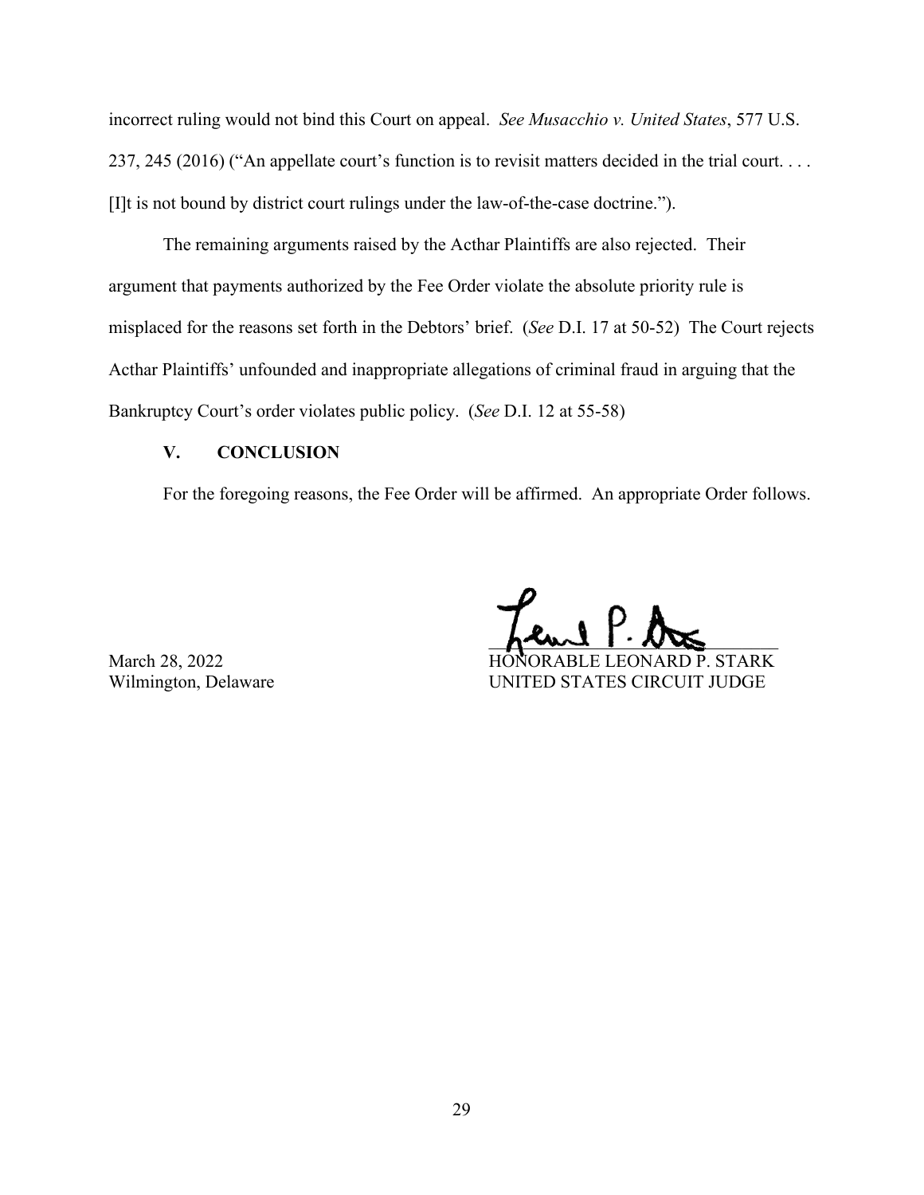incorrect ruling would not bind this Court on appeal. *See Musacchio v. United States*, 577 U.S. 237, 245 (2016) ("An appellate court's function is to revisit matters decided in the trial court. . . . [I]t is not bound by district court rulings under the law-of-the-case doctrine.").

The remaining arguments raised by the Acthar Plaintiffs are also rejected. Their argument that payments authorized by the Fee Order violate the absolute priority rule is misplaced for the reasons set forth in the Debtors' brief. (*See* D.I. 17 at 50-52) The Court rejects Acthar Plaintiffs' unfounded and inappropriate allegations of criminal fraud in arguing that the Bankruptcy Court's order violates public policy. (*See* D.I. 12 at 55-58)

## V. CONCLUSION

For the foregoing reasons, the Fee Order will be affirmed. An appropriate Order follows.

March 28, 2022
Wilmington, Delaware

HONORABLE LEONARD P. STARK
UNITED STATES CIRCUIT JUDGE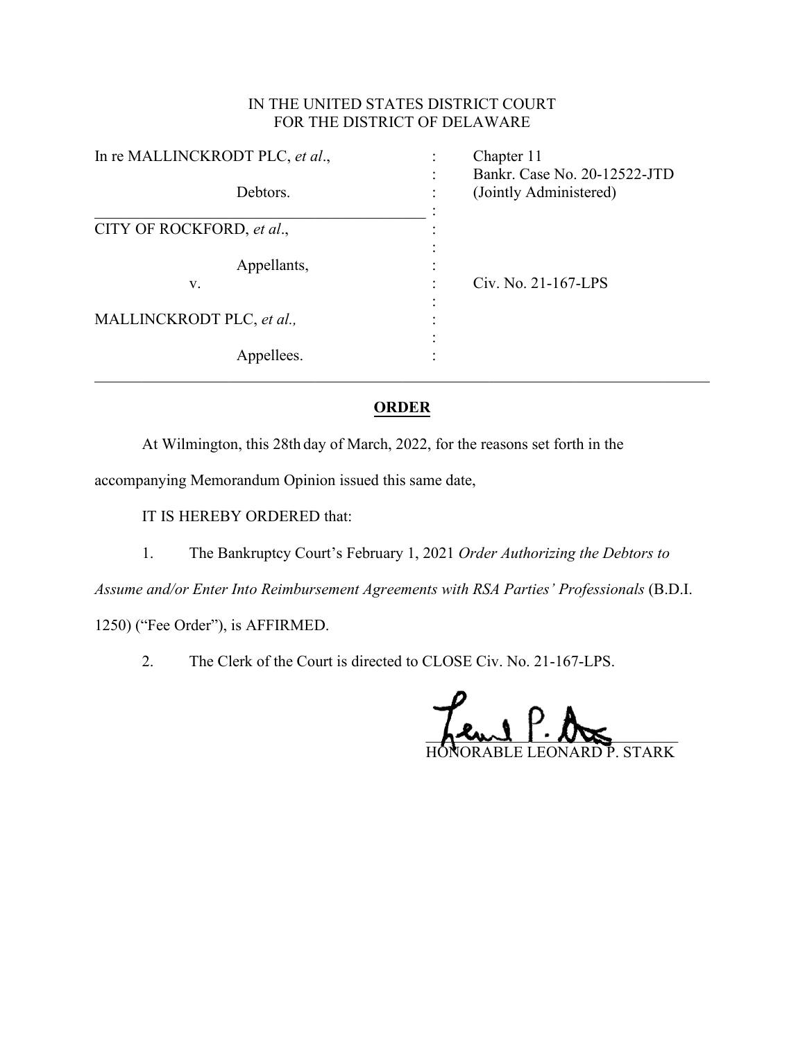IN THE UNITED STATES DISTRICT COURT
FOR THE DISTRICT OF DELAWARE

| | | |
|---|---|---|
| In re MALLINCKRODT PLC, *et al*., | : | Chapter 11 |
| | : | Bankr. Case No. 20-12522-JTD |
| Debtors. | : | (Jointly Administered) |
| CITY OF ROCKFORD, *et al*., | : | |
| Appellants, | : | |
| v. | : | Civ. No. 21-167-LPS |
| MALLINCKRODT PLC, *et al.,* | : | |
| Appellees. | : | |

## ORDER

At Wilmington, this 28th day of March, 2022, for the reasons set forth in the accompanying Memorandum Opinion issued this same date,

IT IS HEREBY ORDERED that:

1. The Bankruptcy Court's February 1, 2021 *Order Authorizing the Debtors to Assume and/or Enter Into Reimbursement Agreements with RSA Parties' Professionals* (B.D.I. 1250) ("Fee Order"), is AFFIRMED.

2. The Clerk of the Court is directed to CLOSE Civ. No. 21-167-LPS.

HONORABLE LEONARD P. STARK